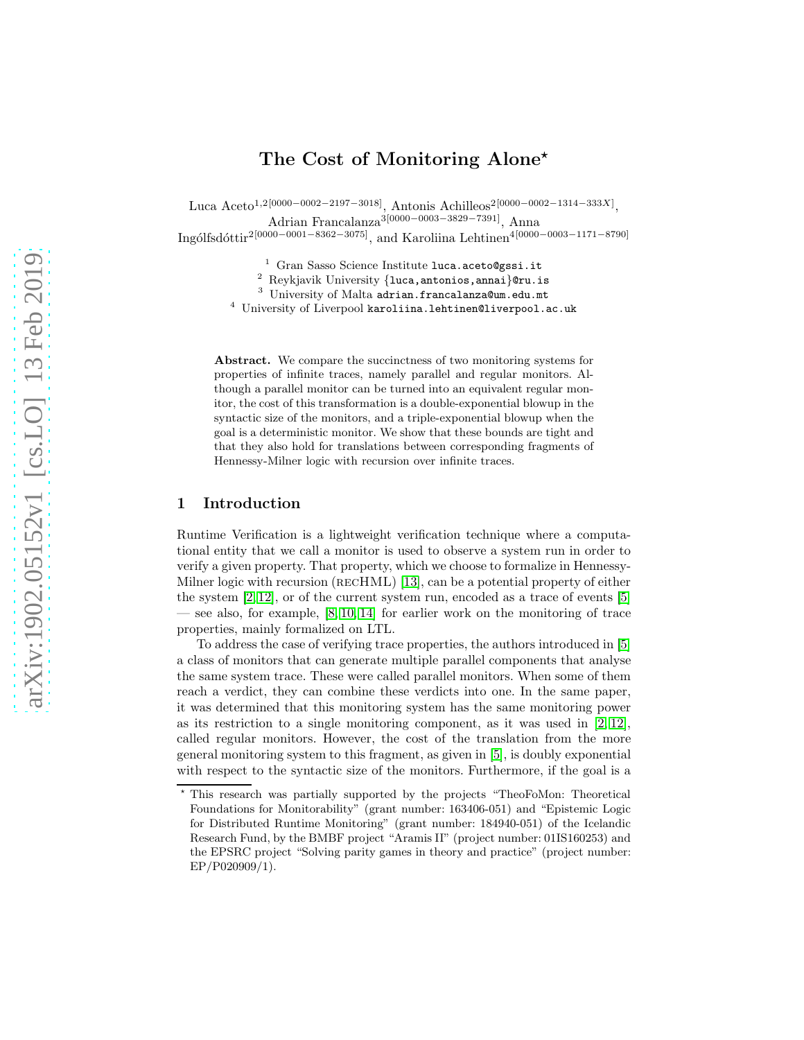# The Cost of Monitoring Alone*

Luca Aceto[1,2][0000-0002-2197-3018], Antonis Achilleos[2][0000-0002-1314-333X], Adrian Francalanza[3][0000-0003-3829-7391], Anna Ingólfsdóttir[2][0000-0001-8362-3075], and Karoliina Lehtinen[4][0000-0003-1171-8790]

[1] Gran Sasso Science Institute luca.aceto@gssi.it
[2] Reykjavik University {luca,antonios,annai}@ru.is
[3] University of Malta adrian.francalanza@um.edu.mt
[4] University of Liverpool karoliina.lehtinen@liverpool.ac.uk

**Abstract.** We compare the succinctness of two monitoring systems for properties of infinite traces, namely parallel and regular monitors. Although a parallel monitor can be turned into an equivalent regular monitor, the cost of this transformation is a double-exponential blowup in the syntactic size of the monitors, and a triple-exponential blowup when the goal is a deterministic monitor. We show that these bounds are tight and that they also hold for translations between corresponding fragments of Hennessy-Milner logic with recursion over infinite traces.

## 1 Introduction

Runtime Verification is a lightweight verification technique where a computational entity that we call a monitor is used to observe a system run in order to verify a given property. That property, which we choose to formalize in Hennessy-Milner logic with recursion (RECHML) [13], can be a potential property of either the system [2,12], or of the current system run, encoded as a trace of events [5] — see also, for example, [8,10,14] for earlier work on the monitoring of trace properties, mainly formalized on LTL.

To address the case of verifying trace properties, the authors introduced in [5] a class of monitors that can generate multiple parallel components that analyse the same system trace. These were called parallel monitors. When some of them reach a verdict, they can combine these verdicts into one. In the same paper, it was determined that this monitoring system has the same monitoring power as its restriction to a single monitoring component, as it was used in [2,12], called regular monitors. However, the cost of the translation from the more general monitoring system to this fragment, as given in [5], is doubly exponential with respect to the syntactic size of the monitors. Furthermore, if the goal is a

* This research was partially supported by the projects "TheoFoMon: Theoretical Foundations for Monitorability" (grant number: 163406-051) and "Epistemic Logic for Distributed Runtime Monitoring" (grant number: 184940-051) of the Icelandic Research Fund, by the BMBF project "Aramis II" (project number: 01IS160253) and the EPSRC project "Solving parity games in theory and practice" (project number: EP/P020909/1).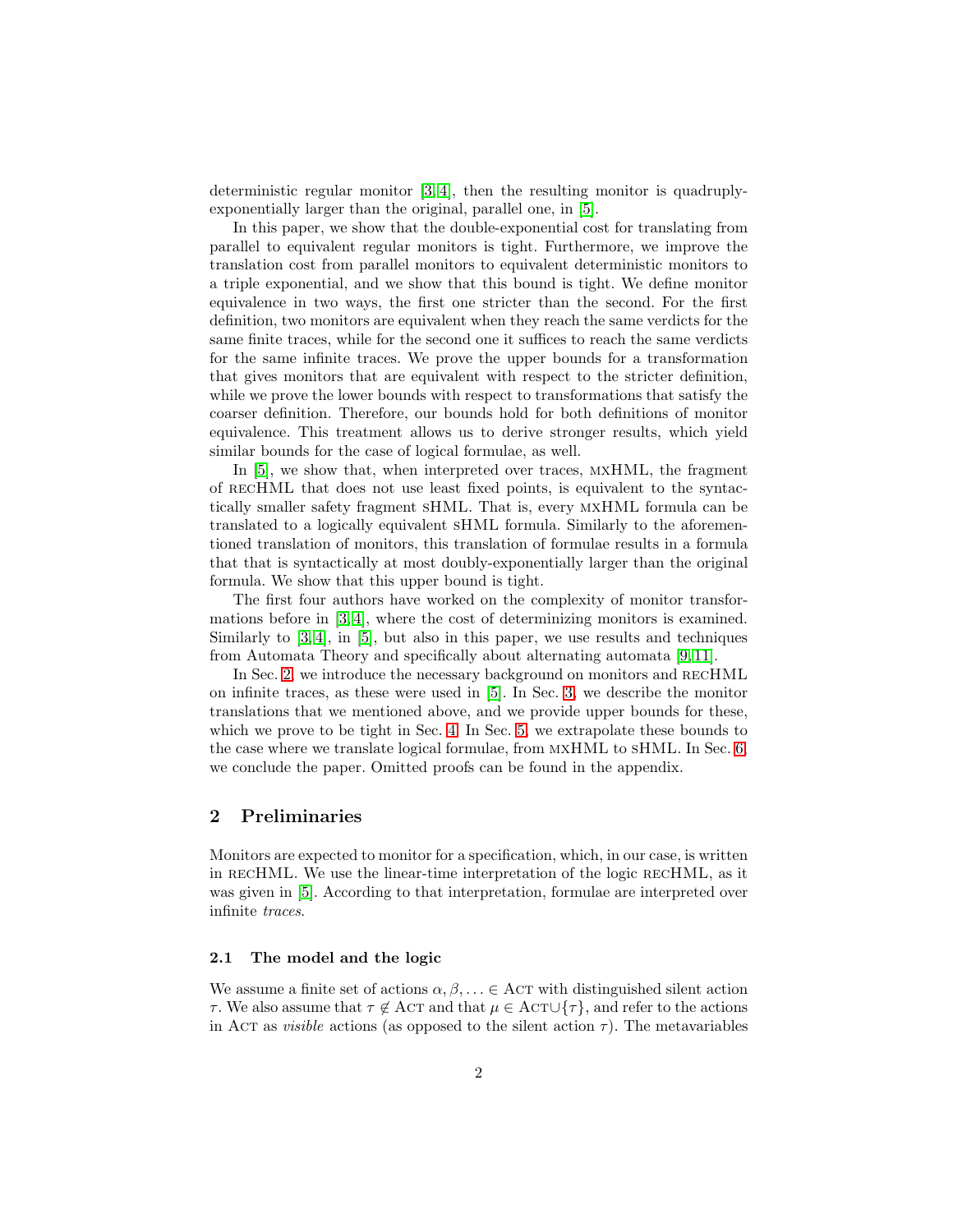deterministic regular monitor [3,4], then the resulting monitor is quadruply-exponentially larger than the original, parallel one, in [5].

In this paper, we show that the double-exponential cost for translating from parallel to equivalent regular monitors is tight. Furthermore, we improve the translation cost from parallel monitors to equivalent deterministic monitors to a triple exponential, and we show that this bound is tight. We define monitor equivalence in two ways, the first one stricter than the second. For the first definition, two monitors are equivalent when they reach the same verdicts for the same finite traces, while for the second one it suffices to reach the same verdicts for the same infinite traces. We prove the upper bounds for a transformation that gives monitors that are equivalent with respect to the stricter definition, while we prove the lower bounds with respect to transformations that satisfy the coarser definition. Therefore, our bounds hold for both definitions of monitor equivalence. This treatment allows us to derive stronger results, which yield similar bounds for the case of logical formulae, as well.

In [5], we show that, when interpreted over traces, MXHML, the fragment of RECHML that does not use least fixed points, is equivalent to the syntactically smaller safety fragment SHML. That is, every MXHML formula can be translated to a logically equivalent SHML formula. Similarly to the aforementioned translation of monitors, this translation of formulae results in a formula that that is syntactically at most doubly-exponentially larger than the original formula. We show that this upper bound is tight.

The first four authors have worked on the complexity of monitor transformations before in [3,4], where the cost of determinizing monitors is examined. Similarly to [3,4], in [5], but also in this paper, we use results and techniques from Automata Theory and specifically about alternating automata [9,11].

In Sec. 2, we introduce the necessary background on monitors and RECHML on infinite traces, as these were used in [5]. In Sec. 3, we describe the monitor translations that we mentioned above, and we provide upper bounds for these, which we prove to be tight in Sec. 4. In Sec. 5, we extrapolate these bounds to the case where we translate logical formulae, from MXHML to SHML. In Sec. 6, we conclude the paper. Omitted proofs can be found in the appendix.

## 2 Preliminaries

Monitors are expected to monitor for a specification, which, in our case, is written in RECHML. We use the linear-time interpretation of the logic RECHML, as it was given in [5]. According to that interpretation, formulae are interpreted over infinite *traces*.

### 2.1 The model and the logic

We assume a finite set of actions $\alpha, \beta, \ldots \in \textsc{Act}$ with distinguished silent action $\tau$. We also assume that $\tau \notin \textsc{Act}$ and that $\mu \in \textsc{Act} \cup \{\tau\}$, and refer to the actions in $\textsc{Act}$ as *visible* actions (as opposed to the silent action $\tau$). The metavariables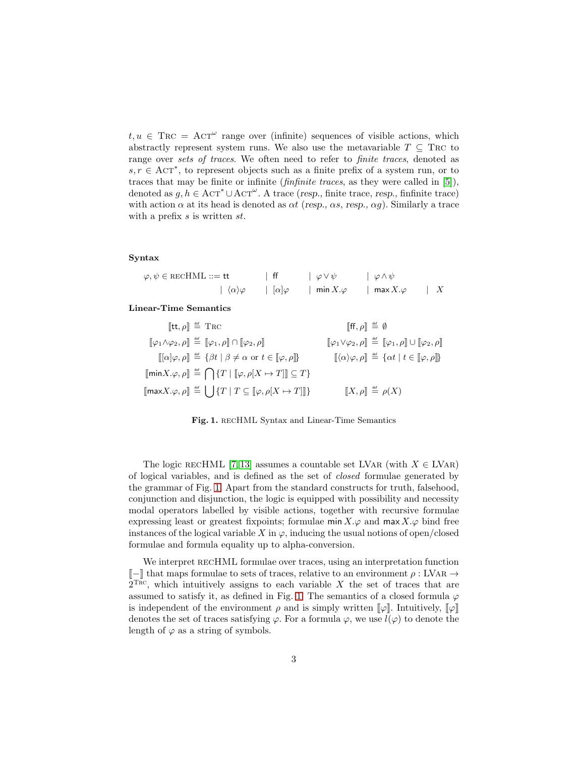$t, u \in \textsc{Trc} = \textsc{Act}^\omega$ range over (infinite) sequences of visible actions, which abstractly represent system runs. We also use the metavariable $T \subseteq \textsc{Trc}$ to range over *sets of traces*. We often need to refer to *finite traces*, denoted as $s, r \in \textsc{Act}^*$, to represent objects such as a finite prefix of a system run, or to traces that may be finite or infinite (*finfinite traces*, as they were called in [5]), denoted as $g, h \in \textsc{Act}^* \cup \textsc{Act}^\omega$. A trace (*resp.*, finite trace, *resp.*, finfinite trace) with action $\alpha$ at its head is denoted as $\alpha t$ (*resp.*, $\alpha s$, *resp.*, $\alpha g$). Similarly a trace with a prefix $s$ is written $st$.

**Syntax**

$$\varphi, \psi \in \textsc{recHML} ::= \mathsf{tt} \quad | \; \mathsf{ff} \quad | \; \varphi \vee \psi \quad | \; \varphi \wedge \psi \quad | \; \langle\alpha\rangle\varphi \quad | \; [\alpha]\varphi \quad | \; \mathsf{min}\, X.\varphi \quad | \; \mathsf{max}\, X.\varphi \quad | \; X$$

**Linear-Time Semantics**

$$[\![\mathsf{tt}, \rho]\!] \stackrel{\text{def}}{=} \textsc{Trc} \qquad [\![\mathsf{ff}, \rho]\!] \stackrel{\text{def}}{=} \emptyset$$

$$[\![\varphi_1 \wedge \varphi_2, \rho]\!] \stackrel{\text{def}}{=} [\![\varphi_1, \rho]\!] \cap [\![\varphi_2, \rho]\!] \qquad [\![\varphi_1 \vee \varphi_2, \rho]\!] \stackrel{\text{def}}{=} [\![\varphi_1, \rho]\!] \cup [\![\varphi_2, \rho]\!]$$

$$[\![[\alpha]\varphi, \rho]\!] \stackrel{\text{def}}{=} \{\beta t \mid \beta \neq \alpha \text{ or } t \in [\![\varphi, \rho]\!]\} \qquad [\![\langle\alpha\rangle\varphi, \rho]\!] \stackrel{\text{def}}{=} \{\alpha t \mid t \in [\![\varphi, \rho]\!]\}$$

$$[\![\mathsf{min} X.\varphi, \rho]\!] \stackrel{\text{def}}{=} \bigcap \{T \mid [\![\varphi, \rho[X \mapsto T]]\!] \subseteq T\}$$

$$[\![\mathsf{max} X.\varphi, \rho]\!] \stackrel{\text{def}}{=} \bigcup \{T \mid T \subseteq [\![\varphi, \rho[X \mapsto T]]\!]\} \qquad [\![X, \rho]\!] \stackrel{\text{def}}{=} \rho(X)$$

**Fig. 1.** recHML Syntax and Linear-Time Semantics

The logic recHML [7,13] assumes a countable set LVar (with $X \in$ LVar) of logical variables, and is defined as the set of *closed* formulae generated by the grammar of Fig. 1. Apart from the standard constructs for truth, falsehood, conjunction and disjunction, the logic is equipped with possibility and necessity modal operators labelled by visible actions, together with recursive formulae expressing least or greatest fixpoints; formulae $\mathsf{min}\, X.\varphi$ and $\mathsf{max}\, X.\varphi$ bind free instances of the logical variable $X$ in $\varphi$, inducing the usual notions of open/closed formulae and formula equality up to alpha-conversion.

We interpret recHML formulae over traces, using an interpretation function $[\![-]\!]$ that maps formulae to sets of traces, relative to an environment $\rho : \text{LVar} \to 2^{\textsc{Trc}}$, which intuitively assigns to each variable $X$ the set of traces that are assumed to satisfy it, as defined in Fig. 1. The semantics of a closed formula $\varphi$ is independent of the environment $\rho$ and is simply written $[\![\varphi]\!]$. Intuitively, $[\![\varphi]\!]$ denotes the set of traces satisfying $\varphi$. For a formula $\varphi$, we use $l(\varphi)$ to denote the length of $\varphi$ as a string of symbols.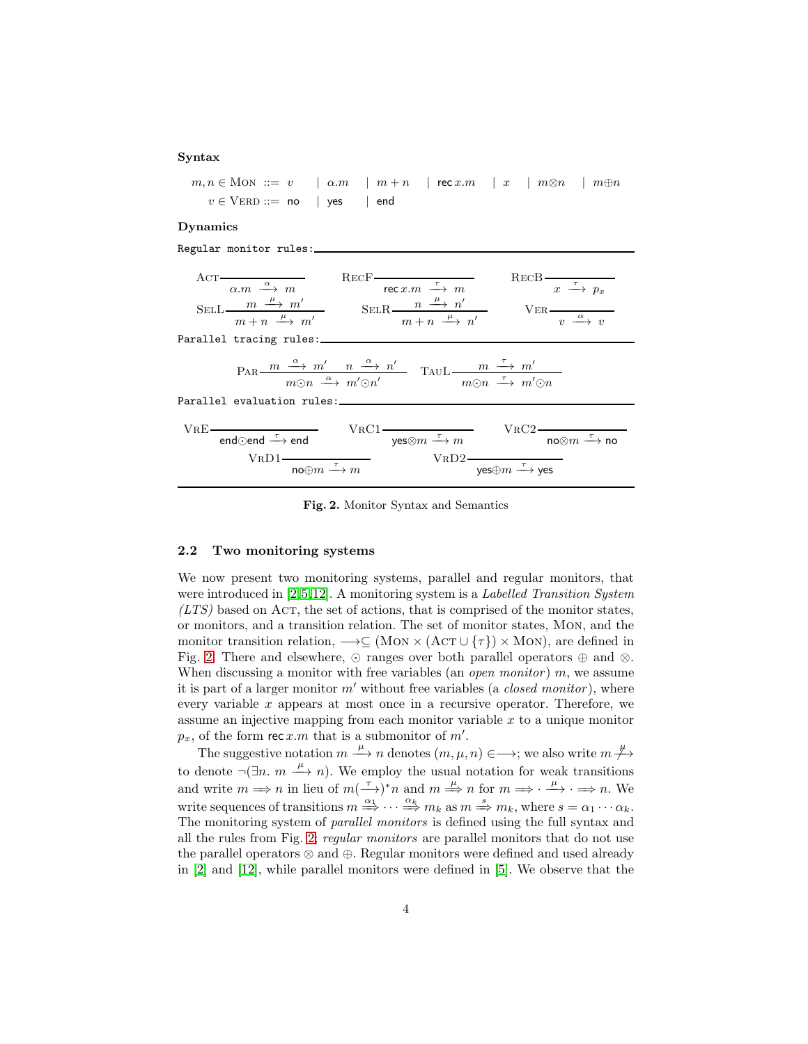**Syntax**

$$m, n \in \textsc{Mon} ::= v \quad | \; \alpha.m \quad | \; m + n \quad | \; \mathsf{rec}\, x.m \quad | \; x \quad | \; m \otimes n \quad | \; m \oplus n$$

$$v \in \textsc{Verd} ::= \mathsf{no} \quad | \; \mathsf{yes} \quad | \; \mathsf{end}$$

**Dynamics**

Regular monitor rules:

$$\textsc{Act}\,\frac{}{\alpha.m \xrightarrow{\alpha} m} \qquad \textsc{RecF}\,\frac{}{\mathsf{rec}\, x.m \xrightarrow{\tau} m} \qquad \textsc{RecB}\,\frac{}{x \xrightarrow{\tau} p_x}$$

$$\textsc{SelL}\,\frac{m \xrightarrow{\mu} m'}{m + n \xrightarrow{\mu} m'} \qquad \textsc{SelR}\,\frac{n \xrightarrow{\mu} n'}{m + n \xrightarrow{\mu} n'} \qquad \textsc{Ver}\,\frac{}{v \xrightarrow{\alpha} v}$$

Parallel tracing rules:

$$\textsc{Par}\,\frac{m \xrightarrow{\alpha} m' \quad n \xrightarrow{\alpha} n'}{m \odot n \xrightarrow{\alpha} m' \odot n'} \qquad \textsc{TauL}\,\frac{m \xrightarrow{\tau} m'}{m \odot n \xrightarrow{\tau} m' \odot n}$$

Parallel evaluation rules:

$$\textsc{VrE}\,\frac{}{\mathsf{end} \odot \mathsf{end} \xrightarrow{\tau} \mathsf{end}} \qquad \textsc{VrC1}\,\frac{}{\mathsf{yes} \otimes m \xrightarrow{\tau} m} \qquad \textsc{VrC2}\,\frac{}{\mathsf{no} \otimes m \xrightarrow{\tau} \mathsf{no}}$$

$$\textsc{VrD1}\,\frac{}{\mathsf{no} \oplus m \xrightarrow{\tau} m} \qquad \textsc{VrD2}\,\frac{}{\mathsf{yes} \oplus m \xrightarrow{\tau} \mathsf{yes}}$$

**Fig. 2.** Monitor Syntax and Semantics

### 2.2 Two monitoring systems

We now present two monitoring systems, parallel and regular monitors, that were introduced in [2,5,12]. A monitoring system is a *Labelled Transition System (LTS)* based on Act, the set of actions, that is comprised of the monitor states, or monitors, and a transition relation. The set of monitor states, Mon, and the monitor transition relation, $\longrightarrow \subseteq (\textsc{Mon} \times (\textsc{Act} \cup \{\tau\}) \times \textsc{Mon})$, are defined in Fig. 2. There and elsewhere, $\odot$ ranges over both parallel operators $\oplus$ and $\otimes$. When discussing a monitor with free variables (an *open monitor*) $m$, we assume it is part of a larger monitor $m'$ without free variables (a *closed monitor*), where every variable $x$ appears at most once in a recursive operator. Therefore, we assume an injective mapping from each monitor variable $x$ to a unique monitor $p_x$, of the form $\mathsf{rec}\, x.m$ that is a submonitor of $m'$.

The suggestive notation $m \xrightarrow{\mu} n$ denotes $(m, \mu, n) \in \longrightarrow$; we also write $m \not\xrightarrow{\mu}$ to denote $\neg(\exists n.\ m \xrightarrow{\mu} n)$. We employ the usual notation for weak transitions and write $m \Longrightarrow n$ in lieu of $m(\xrightarrow{\tau})^* n$ and $m \overset{\mu}{\Longrightarrow} n$ for $m \Longrightarrow \cdot \xrightarrow{\mu} \cdot \Longrightarrow n$. We write sequences of transitions $m \overset{\alpha_1}{\Longrightarrow} \cdots \overset{\alpha_k}{\Longrightarrow} m_k$ as $m \overset{s}{\Longrightarrow} m_k$, where $s = \alpha_1 \cdots \alpha_k$. The monitoring system of *parallel monitors* is defined using the full syntax and all the rules from Fig. 2; *regular monitors* are parallel monitors that do not use the parallel operators $\otimes$ and $\oplus$. Regular monitors were defined and used already in [2] and [12], while parallel monitors were defined in [5]. We observe that the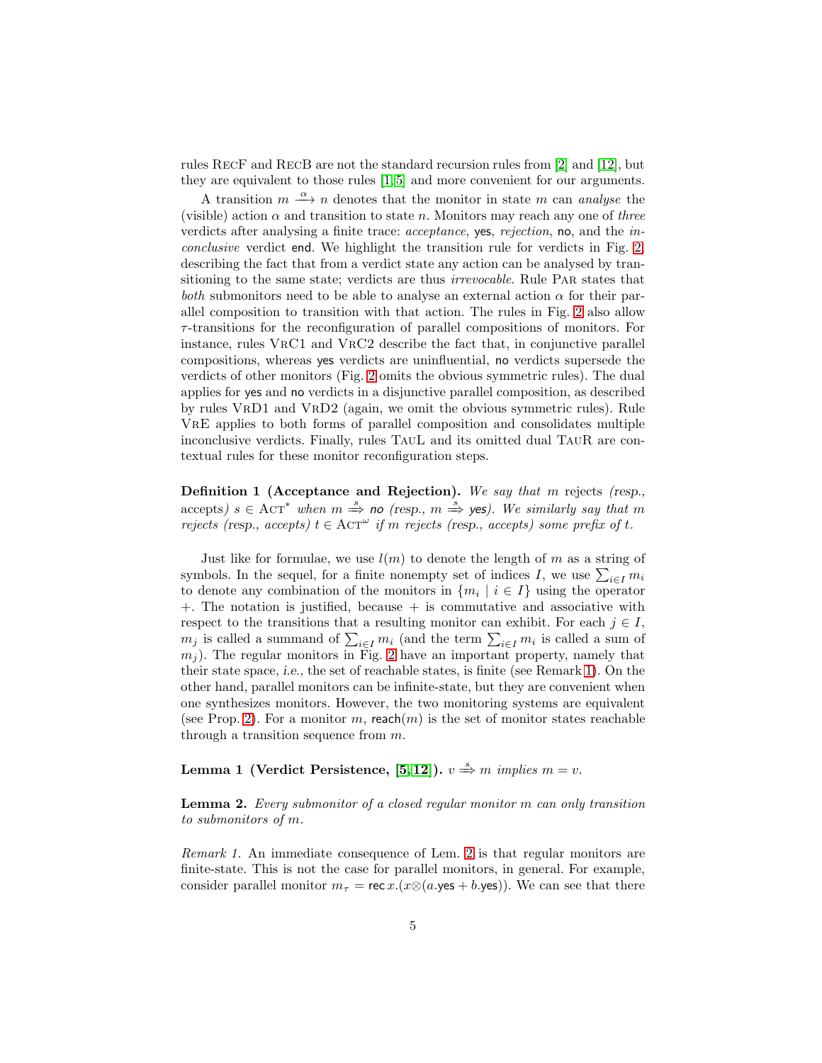rules RecF and RecB are not the standard recursion rules from [2] and [12], but they are equivalent to those rules [1,5] and more convenient for our arguments.

A transition $m \xrightarrow{\alpha} n$ denotes that the monitor in state $m$ can *analyse* the (visible) action $\alpha$ and transition to state $n$. Monitors may reach any one of *three* verdicts after analysing a finite trace: *acceptance*, yes, *rejection*, no, and the *inconclusive* verdict end. We highlight the transition rule for verdicts in Fig. 2, describing the fact that from a verdict state any action can be analysed by transitioning to the same state; verdicts are thus *irrevocable*. Rule Par states that *both* submonitors need to be able to analyse an external action $\alpha$ for their parallel composition to transition with that action. The rules in Fig. 2 also allow $\tau$-transitions for the reconfiguration of parallel compositions of monitors. For instance, rules VrC1 and VrC2 describe the fact that, in conjunctive parallel compositions, whereas yes verdicts are uninfluential, no verdicts supersede the verdicts of other monitors (Fig. 2 omits the obvious symmetric rules). The dual applies for yes and no verdicts in a disjunctive parallel composition, as described by rules VrD1 and VrD2 (again, we omit the obvious symmetric rules). Rule VrE applies to both forms of parallel composition and consolidates multiple inconclusive verdicts. Finally, rules TauL and its omitted dual TauR are contextual rules for these monitor reconfiguration steps.

**Definition 1 (Acceptance and Rejection).** *We say that $m$ rejects (resp., accepts) $s \in \textsc{Act}^*$ when $m \overset{s}{\Rightarrow} \mathsf{no}$ (resp., $m \overset{s}{\Rightarrow} \mathsf{yes}$). We similarly say that $m$ rejects (resp., accepts) $t \in \textsc{Act}^\omega$ if $m$ rejects (resp., accepts) some prefix of $t$.*

Just like for formulae, we use $l(m)$ to denote the length of $m$ as a string of symbols. In the sequel, for a finite nonempty set of indices $I$, we use $\sum_{i \in I} m_i$ to denote any combination of the monitors in $\{m_i \mid i \in I\}$ using the operator $+$. The notation is justified, because $+$ is commutative and associative with respect to the transitions that a resulting monitor can exhibit. For each $j \in I$, $m_j$ is called a summand of $\sum_{i \in I} m_i$ (and the term $\sum_{i \in I} m_i$ is called a sum of $m_j$). The regular monitors in Fig. 2 have an important property, namely that their state space, *i.e.*, the set of reachable states, is finite (see Remark 1). On the other hand, parallel monitors can be infinite-state, but they are convenient when one synthesizes monitors. However, the two monitoring systems are equivalent (see Prop. 2). For a monitor $m$, $\mathsf{reach}(m)$ is the set of monitor states reachable through a transition sequence from $m$.

**Lemma 1 (Verdict Persistence, [5,12]).** *$v \overset{s}{\Rightarrow} m$ implies $m = v$.*

**Lemma 2.** *Every submonitor of a closed regular monitor $m$ can only transition to submonitors of $m$.*

*Remark 1.* An immediate consequence of Lem. 2 is that regular monitors are finite-state. This is not the case for parallel monitors, in general. For example, consider parallel monitor $m_\tau = \mathsf{rec}\, x.(x \otimes (a.\mathsf{yes} + b.\mathsf{yes}))$. We can see that there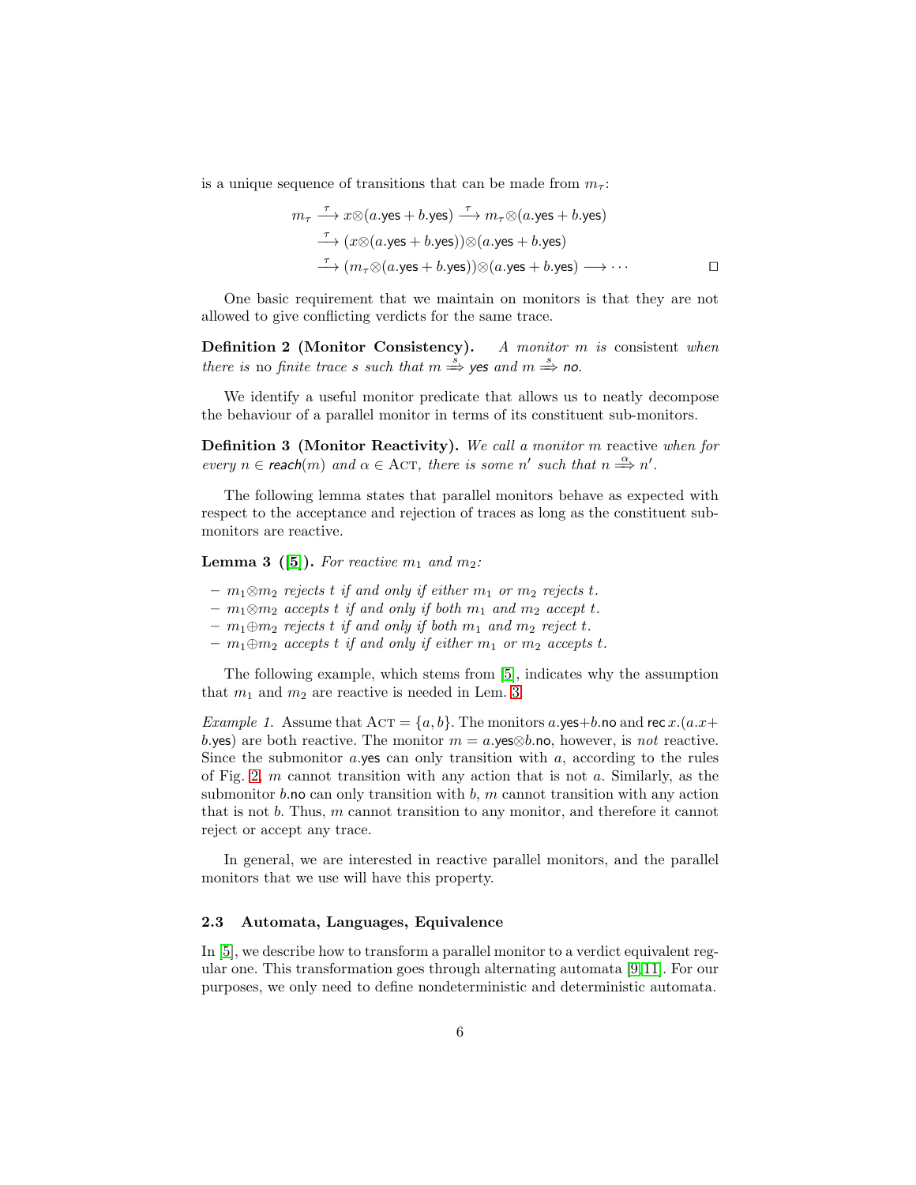is a unique sequence of transitions that can be made from $m_\tau$:

$$\begin{aligned}
m_\tau &\xrightarrow{\tau} x \otimes (a.\mathsf{yes} + b.\mathsf{yes}) \xrightarrow{\tau} m_\tau \otimes (a.\mathsf{yes} + b.\mathsf{yes}) \\
&\xrightarrow{\tau} (x \otimes (a.\mathsf{yes} + b.\mathsf{yes})) \otimes (a.\mathsf{yes} + b.\mathsf{yes}) \\
&\xrightarrow{\tau} (m_\tau \otimes (a.\mathsf{yes} + b.\mathsf{yes})) \otimes (a.\mathsf{yes} + b.\mathsf{yes}) \longrightarrow \cdots
\end{aligned}$$

□

One basic requirement that we maintain on monitors is that they are not allowed to give conflicting verdicts for the same trace.

**Definition 2 (Monitor Consistency).** *A monitor $m$ is* consistent *when there is* no *finite trace $s$ such that $m \overset{s}{\Longrightarrow} \mathsf{yes}$ and $m \overset{s}{\Longrightarrow} \mathsf{no}$.*

We identify a useful monitor predicate that allows us to neatly decompose the behaviour of a parallel monitor in terms of its constituent sub-monitors.

**Definition 3 (Monitor Reactivity).** *We call a monitor $m$* reactive *when for every $n \in \mathsf{reach}(m)$ and $\alpha \in \mathrm{ACT}$, there is some $n'$ such that $n \overset{\alpha}{\Longrightarrow} n'$.*

The following lemma states that parallel monitors behave as expected with respect to the acceptance and rejection of traces as long as the constituent sub-monitors are reactive.

**Lemma 3 ([5]).** *For reactive $m_1$ and $m_2$:*

- *$m_1 \otimes m_2$ rejects $t$ if and only if either $m_1$ or $m_2$ rejects $t$.*
- *$m_1 \otimes m_2$ accepts $t$ if and only if both $m_1$ and $m_2$ accept $t$.*
- *$m_1 \oplus m_2$ rejects $t$ if and only if both $m_1$ and $m_2$ reject $t$.*
- *$m_1 \oplus m_2$ accepts $t$ if and only if either $m_1$ or $m_2$ accepts $t$.*

The following example, which stems from [5], indicates why the assumption that $m_1$ and $m_2$ are reactive is needed in Lem. 3.

*Example 1.* Assume that $\mathrm{ACT} = \{a, b\}$. The monitors $a.\mathsf{yes} + b.\mathsf{no}$ and $\mathsf{rec}\, x.(a.x + b.\mathsf{yes})$ are both reactive. The monitor $m = a.\mathsf{yes} \otimes b.\mathsf{no}$, however, is *not* reactive. Since the submonitor $a.\mathsf{yes}$ can only transition with $a$, according to the rules of Fig. 2, $m$ cannot transition with any action that is not $a$. Similarly, as the submonitor $b.\mathsf{no}$ can only transition with $b$, $m$ cannot transition with any action that is not $b$. Thus, $m$ cannot transition to any monitor, and therefore it cannot reject or accept any trace.

In general, we are interested in reactive parallel monitors, and the parallel monitors that we use will have this property.

### 2.3 Automata, Languages, Equivalence

In [5], we describe how to transform a parallel monitor to a verdict equivalent regular one. This transformation goes through alternating automata [9,11]. For our purposes, we only need to define nondeterministic and deterministic automata.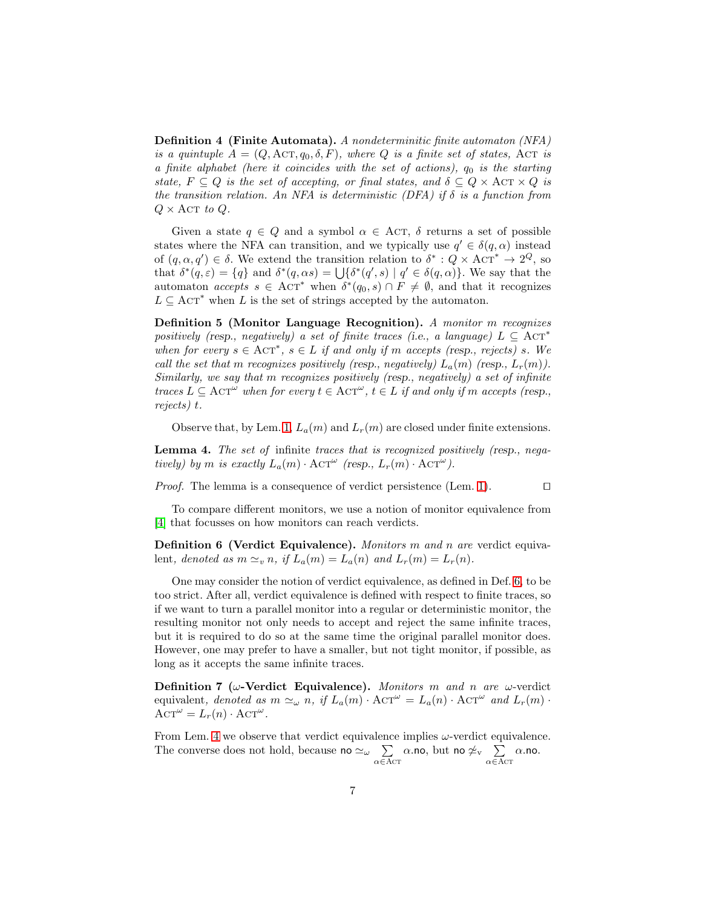**Definition 4 (Finite Automata).** *A nondeterminitic finite automaton (NFA) is a quintuple $A = (Q, \textsc{Act}, q_0, \delta, F)$, where $Q$ is a finite set of states, $\textsc{Act}$ is a finite alphabet (here it coincides with the set of actions), $q_0$ is the starting state, $F \subseteq Q$ is the set of accepting, or final states, and $\delta \subseteq Q \times \textsc{Act} \times Q$ is the transition relation. An NFA is deterministic (DFA) if $\delta$ is a function from $Q \times \textsc{Act}$ to $Q$.*

Given a state $q \in Q$ and a symbol $\alpha \in \textsc{Act}$, $\delta$ returns a set of possible states where the NFA can transition, and we typically use $q' \in \delta(q, \alpha)$ instead of $(q, \alpha, q') \in \delta$. We extend the transition relation to $\delta^* : Q \times \textsc{Act}^* \to 2^Q$, so that $\delta^*(q, \varepsilon) = \{q\}$ and $\delta^*(q, \alpha s) = \bigcup\{\delta^*(q', s) \mid q' \in \delta(q, \alpha)\}$. We say that the automaton *accepts* $s \in \textsc{Act}^*$ when $\delta^*(q_0, s) \cap F \neq \emptyset$, and that it recognizes $L \subseteq \textsc{Act}^*$ when $L$ is the set of strings accepted by the automaton.

**Definition 5 (Monitor Language Recognition).** *A monitor $m$ recognizes positively (resp., negatively) a set of finite traces (i.e., a language) $L \subseteq \textsc{Act}^*$ when for every $s \in \textsc{Act}^*$, $s \in L$ if and only if $m$ accepts (resp., rejects) $s$. We call the set that $m$ recognizes positively (resp., negatively) $L_a(m)$ (resp., $L_r(m)$). Similarly, we say that $m$ recognizes positively (resp., negatively) a set of infinite traces $L \subseteq \textsc{Act}^\omega$ when for every $t \in \textsc{Act}^\omega$, $t \in L$ if and only if $m$ accepts (resp., rejects) $t$.*

Observe that, by Lem. 1, $L_a(m)$ and $L_r(m)$ are closed under finite extensions.

**Lemma 4.** *The set of* infinite *traces that is recognized positively (resp., negatively) by $m$ is exactly $L_a(m) \cdot \textsc{Act}^\omega$ (resp., $L_r(m) \cdot \textsc{Act}^\omega$).*

*Proof.* The lemma is a consequence of verdict persistence (Lem. 1). $\square$

To compare different monitors, we use a notion of monitor equivalence from [4] that focusses on how monitors can reach verdicts.

**Definition 6 (Verdict Equivalence).** *Monitors $m$ and $n$ are* verdict equivalent*, denoted as $m \simeq_v n$, if $L_a(m) = L_a(n)$ and $L_r(m) = L_r(n)$.*

One may consider the notion of verdict equivalence, as defined in Def. 6, to be too strict. After all, verdict equivalence is defined with respect to finite traces, so if we want to turn a parallel monitor into a regular or deterministic monitor, the resulting monitor not only needs to accept and reject the same infinite traces, but it is required to do so at the same time the original parallel monitor does. However, one may prefer to have a smaller, but not tight monitor, if possible, as long as it accepts the same infinite traces.

**Definition 7 ($\omega$-Verdict Equivalence).** *Monitors $m$ and $n$ are $\omega$-verdict equivalent, denoted as $m \simeq_\omega n$, if $L_a(m) \cdot \textsc{Act}^\omega = L_a(n) \cdot \textsc{Act}^\omega$ and $L_r(m) \cdot \textsc{Act}^\omega = L_r(n) \cdot \textsc{Act}^\omega$.*

From Lem. 4 we observe that verdict equivalence implies $\omega$-verdict equivalence. The converse does not hold, because $\mathsf{no} \simeq_\omega \sum_{\alpha \in \textsc{Act}} \alpha.\mathsf{no}$, but $\mathsf{no} \not\simeq_{\mathrm{v}} \sum_{\alpha \in \textsc{Act}} \alpha.\mathsf{no}$.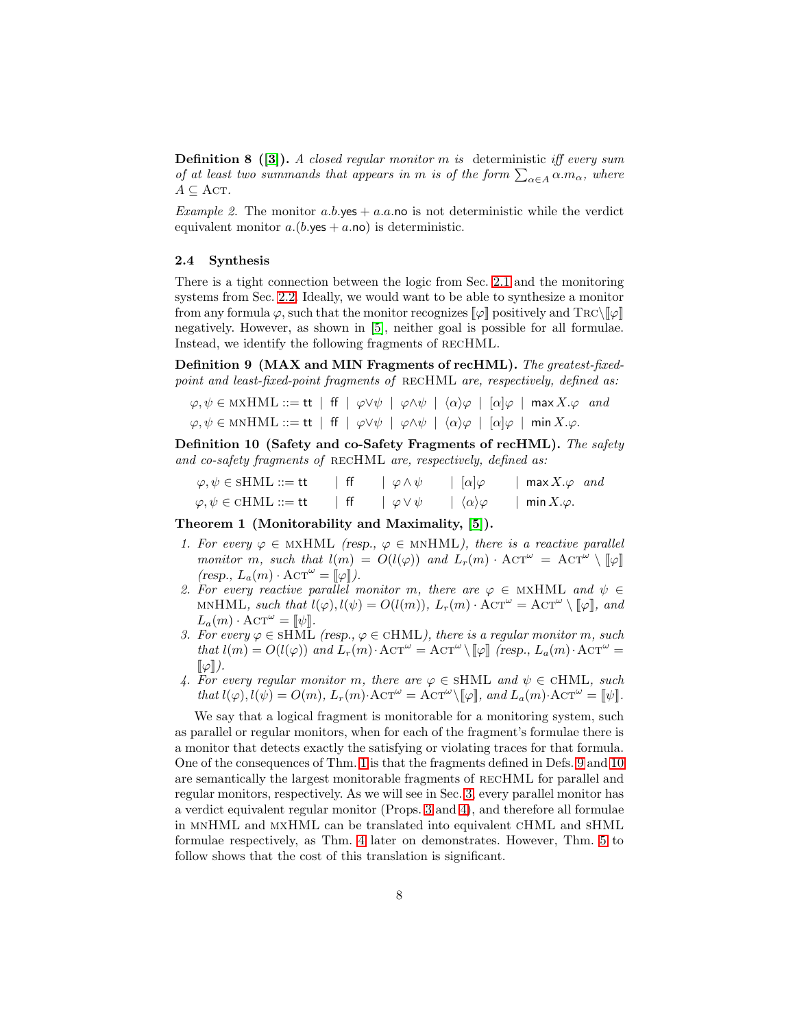**Definition 8 ([3]).** *A closed regular monitor $m$ is* deterministic *iff every sum of at least two summands that appears in $m$ is of the form $\sum_{\alpha \in A} \alpha.m_\alpha$, where $A \subseteq \textsc{Act}$.*

*Example 2.* The monitor $a.b.\mathsf{yes} + a.a.\mathsf{no}$ is not deterministic while the verdict equivalent monitor $a.(b.\mathsf{yes} + a.\mathsf{no})$ is deterministic.

### 2.4 Synthesis

There is a tight connection between the logic from Sec. 2.1 and the monitoring systems from Sec. 2.2. Ideally, we would want to be able to synthesize a monitor from any formula $\varphi$, such that the monitor recognizes $[\![\varphi]\!]$ positively and $\textsc{Trc}\backslash[\![\varphi]\!]$ negatively. However, as shown in [5], neither goal is possible for all formulae. Instead, we identify the following fragments of $\textsc{rec}$HML.

**Definition 9 (MAX and MIN Fragments of recHML).** *The greatest-fixed-point and least-fixed-point fragments of* $\textsc{rec}$HML *are, respectively, defined as:*

$$\varphi, \psi \in \textsc{mx}\text{HML} ::= \mathsf{tt} \mid \mathsf{ff} \mid \varphi \vee \psi \mid \varphi \wedge \psi \mid \langle\alpha\rangle\varphi \mid [\alpha]\varphi \mid \mathsf{max}\, X.\varphi \quad \textit{and}$$
$$\varphi, \psi \in \textsc{mn}\text{HML} ::= \mathsf{tt} \mid \mathsf{ff} \mid \varphi \vee \psi \mid \varphi \wedge \psi \mid \langle\alpha\rangle\varphi \mid [\alpha]\varphi \mid \mathsf{min}\, X.\varphi.$$

**Definition 10 (Safety and co-Safety Fragments of recHML).** *The safety and co-safety fragments of* $\textsc{rec}$HML *are, respectively, defined as:*

$$\varphi, \psi \in \textsc{s}\text{HML} ::= \mathsf{tt} \quad \mid \mathsf{ff} \quad \mid \varphi \wedge \psi \quad \mid [\alpha]\varphi \quad \mid \mathsf{max}\, X.\varphi \quad \textit{and}$$
$$\varphi, \psi \in \textsc{c}\text{HML} ::= \mathsf{tt} \quad \mid \mathsf{ff} \quad \mid \varphi \vee \psi \quad \mid \langle\alpha\rangle\varphi \quad \mid \mathsf{min}\, X.\varphi.$$

**Theorem 1 (Monitorability and Maximality, [5]).**

1. *For every $\varphi \in \textsc{mx}\text{HML}$ (resp., $\varphi \in \textsc{mn}\text{HML}$), there is a reactive parallel monitor $m$, such that $l(m) = O(l(\varphi))$ and $L_r(m) \cdot \textsc{Act}^\omega = \textsc{Act}^\omega \setminus [\![\varphi]\!]$ (resp., $L_a(m) \cdot \textsc{Act}^\omega = [\![\varphi]\!]$).*
2. *For every reactive parallel monitor $m$, there are $\varphi \in \textsc{mx}\text{HML}$ and $\psi \in \textsc{mn}\text{HML}$, such that $l(\varphi), l(\psi) = O(l(m))$, $L_r(m) \cdot \textsc{Act}^\omega = \textsc{Act}^\omega \setminus [\![\varphi]\!]$, and $L_a(m) \cdot \textsc{Act}^\omega = [\![\psi]\!]$.*
3. *For every $\varphi \in \textsc{s}\text{HML}$ (resp., $\varphi \in \textsc{c}\text{HML}$), there is a regular monitor $m$, such that $l(m) = O(l(\varphi))$ and $L_r(m) \cdot \textsc{Act}^\omega = \textsc{Act}^\omega \setminus [\![\varphi]\!]$ (resp., $L_a(m) \cdot \textsc{Act}^\omega = [\![\varphi]\!]$).*
4. *For every regular monitor $m$, there are $\varphi \in \textsc{s}\text{HML}$ and $\psi \in \textsc{c}\text{HML}$, such that $l(\varphi), l(\psi) = O(m)$, $L_r(m) \cdot \textsc{Act}^\omega = \textsc{Act}^\omega \setminus [\![\varphi]\!]$, and $L_a(m) \cdot \textsc{Act}^\omega = [\![\psi]\!]$.*

We say that a logical fragment is monitorable for a monitoring system, such as parallel or regular monitors, when for each of the fragment's formulae there is a monitor that detects exactly the satisfying or violating traces for that formula. One of the consequences of Thm. 1 is that the fragments defined in Defs. 9 and 10 are semantically the largest monitorable fragments of $\textsc{rec}$HML for parallel and regular monitors, respectively. As we will see in Sec. 3, every parallel monitor has a verdict equivalent regular monitor (Props. 3 and 4), and therefore all formulae in $\textsc{mn}$HML and $\textsc{mx}$HML can be translated into equivalent $\textsc{c}$HML and $\textsc{s}$HML formulae respectively, as Thm. 4 later on demonstrates. However, Thm. 5 to follow shows that the cost of this translation is significant.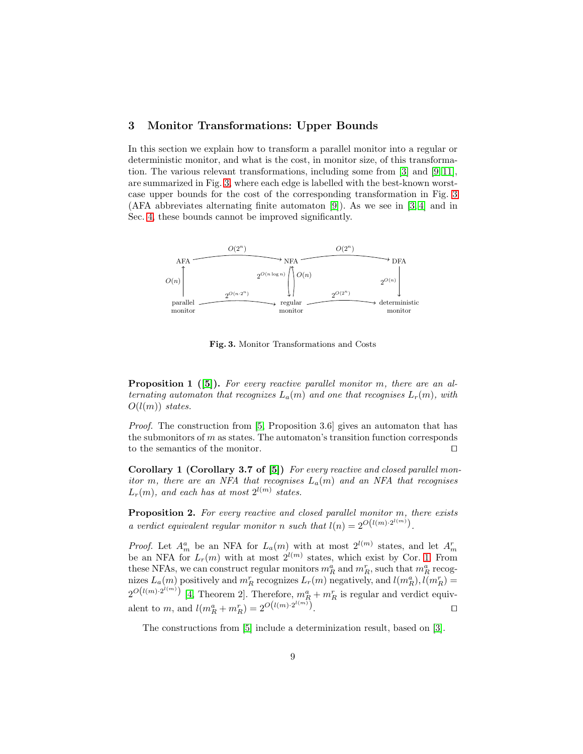## 3 Monitor Transformations: Upper Bounds

In this section we explain how to transform a parallel monitor into a regular or deterministic monitor, and what is the cost, in monitor size, of this transformation. The various relevant transformations, including some from [3] and [9, 11], are summarized in Fig. 3, where each edge is labelled with the best-known worst-case upper bounds for the cost of the corresponding transformation in Fig. 3 (AFA abbreviates alternating finite automaton [9]). As we see in [3, 4] and in Sec. 4, these bounds cannot be improved significantly.

**Fig. 3.** Monitor Transformations and Costs

**Proposition 1 ([5]).** *For every reactive parallel monitor $m$, there are an alternating automaton that recognizes $L_a(m)$ and one that recognises $L_r(m)$, with $O(l(m))$ states.*

*Proof.* The construction from [5, Proposition 3.6] gives an automaton that has the submonitors of $m$ as states. The automaton's transition function corresponds to the semantics of the monitor. □

**Corollary 1 (Corollary 3.7 of [5])** *For every reactive and closed parallel monitor $m$, there are an NFA that recognises $L_a(m)$ and an NFA that recognises $L_r(m)$, and each has at most $2^{l(m)}$ states.*

**Proposition 2.** *For every reactive and closed parallel monitor $m$, there exists a verdict equivalent regular monitor $n$ such that $l(n) = 2^{O\left(l(m)\cdot 2^{l(m)}\right)}$.*

*Proof.* Let $A^a_m$ be an NFA for $L_a(m)$ with at most $2^{l(m)}$ states, and let $A^r_m$ be an NFA for $L_r(m)$ with at most $2^{l(m)}$ states, which exist by Cor. 1. From these NFAs, we can construct regular monitors $m^a_R$ and $m^r_R$, such that $m^a_R$ recognizes $L_a(m)$ positively and $m^r_R$ recognizes $L_r(m)$ negatively, and $l(m^a_R), l(m^r_R) = 2^{O\left(l(m)\cdot 2^{l(m)}\right)}$ [4, Theorem 2]. Therefore, $m^a_R + m^r_R$ is regular and verdict equivalent to $m$, and $l(m^a_R + m^r_R) = 2^{O\left(l(m)\cdot 2^{l(m)}\right)}$. □

The constructions from [5] include a determinization result, based on [3].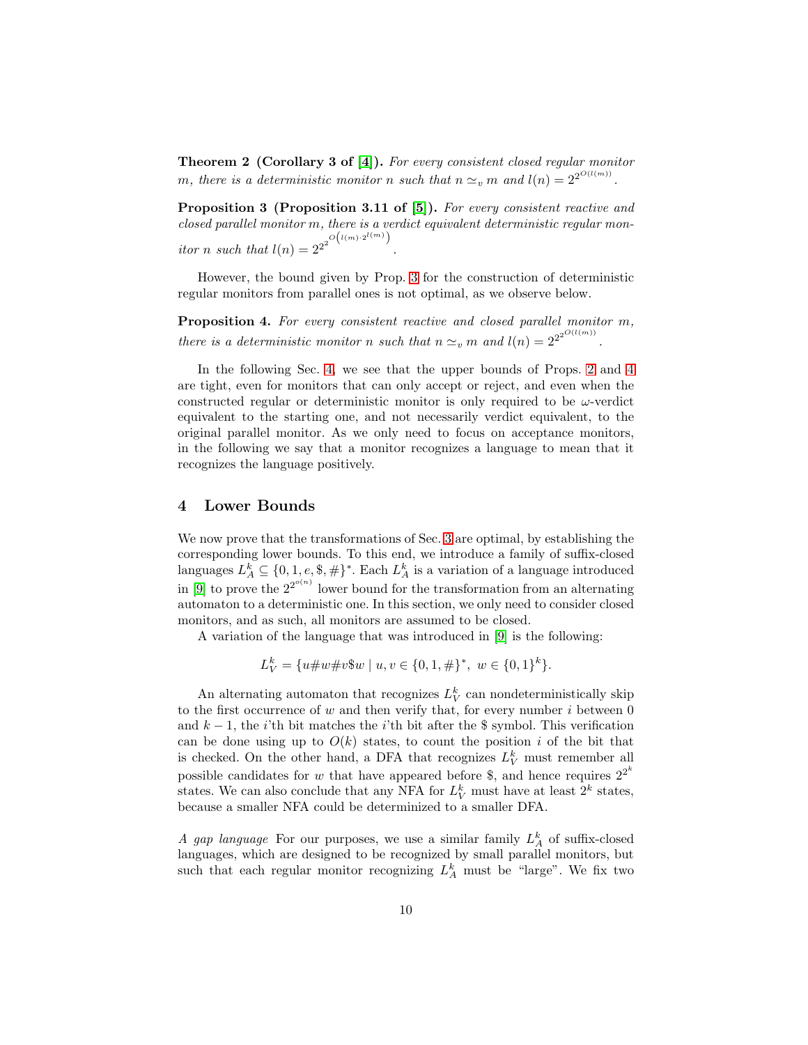**Theorem 2 (Corollary 3 of [4]).** *For every consistent closed regular monitor $m$, there is a deterministic monitor $n$ such that $n \simeq_v m$ and $l(n) = 2^{2^{O(l(m))}}$.*

**Proposition 3 (Proposition 3.11 of [5]).** *For every consistent reactive and closed parallel monitor $m$, there is a verdict equivalent deterministic regular monitor $n$ such that $l(n) = 2^{2^{2^{O\left(l(m)\cdot 2^{l(m)}\right)}}}$.*

However, the bound given by Prop. 3 for the construction of deterministic regular monitors from parallel ones is not optimal, as we observe below.

**Proposition 4.** *For every consistent reactive and closed parallel monitor $m$, there is a deterministic monitor $n$ such that $n \simeq_v m$ and $l(n) = 2^{2^{2^{O(l(m))}}}$.*

In the following Sec. 4, we see that the upper bounds of Props. 2 and 4 are tight, even for monitors that can only accept or reject, and even when the constructed regular or deterministic monitor is only required to be $\omega$-verdict equivalent to the starting one, and not necessarily verdict equivalent, to the original parallel monitor. As we only need to focus on acceptance monitors, in the following we say that a monitor recognizes a language to mean that it recognizes the language positively.

## 4 Lower Bounds

We now prove that the transformations of Sec. 3 are optimal, by establishing the corresponding lower bounds. To this end, we introduce a family of suffix-closed languages $L_A^k \subseteq \{0, 1, e, \$, \#\}^*$. Each $L_A^k$ is a variation of a language introduced in [9] to prove the $2^{2^{o(n)}}$ lower bound for the transformation from an alternating automaton to a deterministic one. In this section, we only need to consider closed monitors, and as such, all monitors are assumed to be closed.

A variation of the language that was introduced in [9] is the following:

$$L_V^k = \{u\#w\#v\$w \mid u, v \in \{0, 1, \#\}^*,\ w \in \{0, 1\}^k\}.$$

An alternating automaton that recognizes $L_V^k$ can nondeterministically skip to the first occurrence of $w$ and then verify that, for every number $i$ between 0 and $k-1$, the $i$'th bit matches the $i$'th bit after the \$ symbol. This verification can be done using up to $O(k)$ states, to count the position $i$ of the bit that is checked. On the other hand, a DFA that recognizes $L_V^k$ must remember all possible candidates for $w$ that have appeared before \$, and hence requires $2^{2^k}$ states. We can also conclude that any NFA for $L_V^k$ must have at least $2^k$ states, because a smaller NFA could be determinized to a smaller DFA.

*A gap language* For our purposes, we use a similar family $L_A^k$ of suffix-closed languages, which are designed to be recognized by small parallel monitors, but such that each regular monitor recognizing $L_A^k$ must be "large". We fix two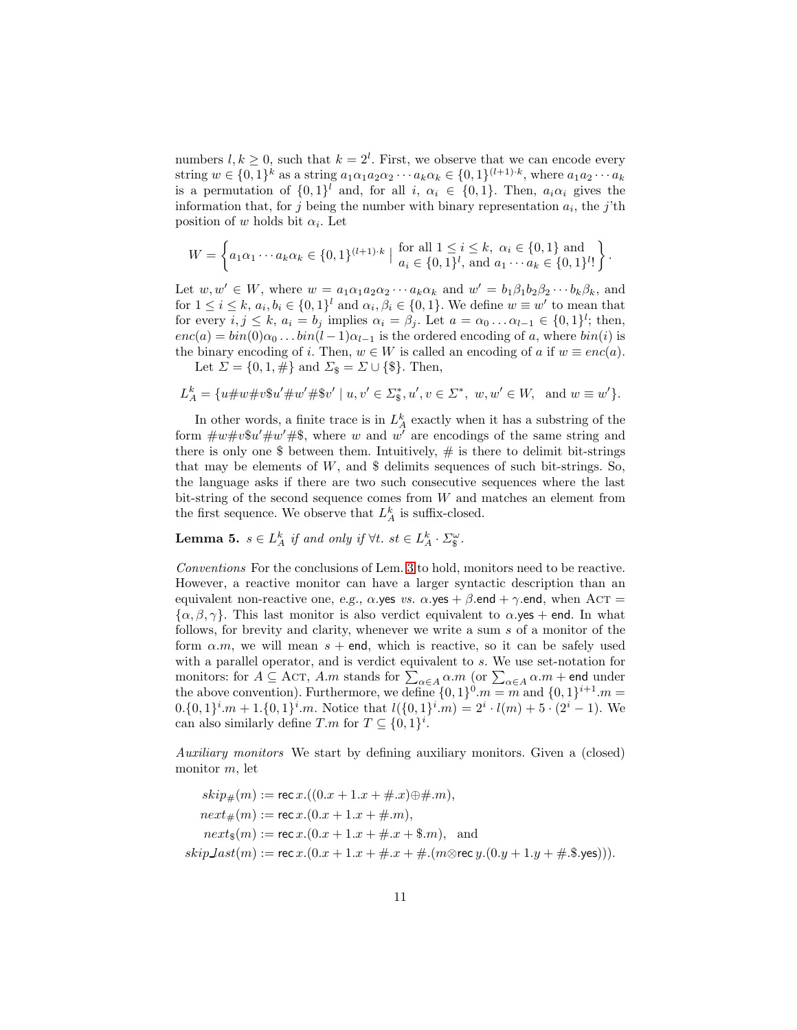numbers $l, k \geq 0$, such that $k = 2^l$. First, we observe that we can encode every string $w \in \{0,1\}^k$ as a string $a_1\alpha_1 a_2\alpha_2 \cdots a_k\alpha_k \in \{0,1\}^{(l+1)\cdot k}$, where $a_1 a_2 \cdots a_k$ is a permutation of $\{0,1\}^l$ and, for all $i$, $\alpha_i \in \{0,1\}$. Then, $a_i\alpha_i$ gives the information that, for $j$ being the number with binary representation $a_i$, the $j$'th position of $w$ holds bit $\alpha_i$. Let

$$W = \left\{ a_1\alpha_1 \cdots a_k\alpha_k \in \{0,1\}^{(l+1)\cdot k} \;\middle|\; \begin{array}{l} \text{for all } 1 \leq i \leq k,\ \alpha_i \in \{0,1\} \text{ and} \\ a_i \in \{0,1\}^l, \text{ and } a_1 \cdots a_k \in \{0,1\}^l ! \end{array} \right\}.$$

Let $w, w' \in W$, where $w = a_1\alpha_1 a_2\alpha_2 \cdots a_k\alpha_k$ and $w' = b_1\beta_1 b_2\beta_2 \cdots b_k\beta_k$, and for $1 \leq i \leq k$, $a_i, b_i \in \{0,1\}^l$ and $\alpha_i, \beta_i \in \{0,1\}$. We define $w \equiv w'$ to mean that for every $i, j \leq k$, $a_i = b_j$ implies $\alpha_i = \beta_j$. Let $a = \alpha_0 \ldots \alpha_{l-1} \in \{0,1\}^l$; then, $enc(a) = bin(0)\alpha_0 \ldots bin(l-1)\alpha_{l-1}$ is the ordered encoding of $a$, where $bin(i)$ is the binary encoding of $i$. Then, $w \in W$ is called an encoding of $a$ if $w \equiv enc(a)$.

Let $\Sigma = \{0, 1, \#\}$ and $\Sigma_\$ = \Sigma \cup \{\$\}$. Then,

$$L_A^k = \{u\#w\#v\$u'\#w'\#\$v' \mid u, v' \in \Sigma_\$^*, u', v \in \Sigma^*,\ w, w' \in W, \ \text{ and } w \equiv w'\}.$$

In other words, a finite trace is in $L_A^k$ exactly when it has a substring of the form $\#w\#v\$u'\#w'\#\$$, where $w$ and $w'$ are encodings of the same string and there is only one \$ between them. Intuitively, # is there to delimit bit-strings that may be elements of $W$, and \$ delimits sequences of such bit-strings. So, the language asks if there are two such consecutive sequences where the last bit-string of the second sequence comes from $W$ and matches an element from the first sequence. We observe that $L_A^k$ is suffix-closed.

**Lemma 5.** *$s \in L_A^k$ if and only if $\forall t.\ st \in L_A^k \cdot \Sigma_\$^\omega$.*

*Conventions* For the conclusions of Lem. 3 to hold, monitors need to be reactive. However, a reactive monitor can have a larger syntactic description than an equivalent non-reactive one, *e.g.*, $\alpha.\mathsf{yes}$ *vs.* $\alpha.\mathsf{yes} + \beta.\mathsf{end} + \gamma.\mathsf{end}$, when $\textsc{Act} = \{\alpha, \beta, \gamma\}$. This last monitor is also verdict equivalent to $\alpha.\mathsf{yes} + \mathsf{end}$. In what follows, for brevity and clarity, whenever we write a sum $s$ of a monitor of the form $\alpha.m$, we will mean $s + \mathsf{end}$, which is reactive, so it can be safely used with a parallel operator, and is verdict equivalent to $s$. We use set-notation for monitors: for $A \subseteq \textsc{Act}$, $A.m$ stands for $\sum_{\alpha \in A} \alpha.m$ (or $\sum_{\alpha \in A} \alpha.m + \mathsf{end}$ under the above convention). Furthermore, we define $\{0,1\}^0.m = m$ and $\{0,1\}^{i+1}.m = 0.\{0,1\}^i.m + 1.\{0,1\}^i.m$. Notice that $l(\{0,1\}^i.m) = 2^i \cdot l(m) + 5 \cdot (2^i - 1)$. We can also similarly define $T.m$ for $T \subseteq \{0,1\}^i$.

*Auxiliary monitors* We start by defining auxiliary monitors. Given a (closed) monitor $m$, let

$$\begin{aligned}
skip_\#(m) &:= \mathsf{rec}\, x.((0.x + 1.x + \#.x) \oplus \#.m), \\
next_\#(m) &:= \mathsf{rec}\, x.(0.x + 1.x + \#.m), \\
next_\$(m) &:= \mathsf{rec}\, x.(0.x + 1.x + \#.x + \$.m), \quad \text{and} \\
skip\_last(m) &:= \mathsf{rec}\, x.(0.x + 1.x + \#.x + \#.(m \otimes \mathsf{rec}\, y.(0.y + 1.y + \#.\$.\mathsf{yes}))).
\end{aligned}$$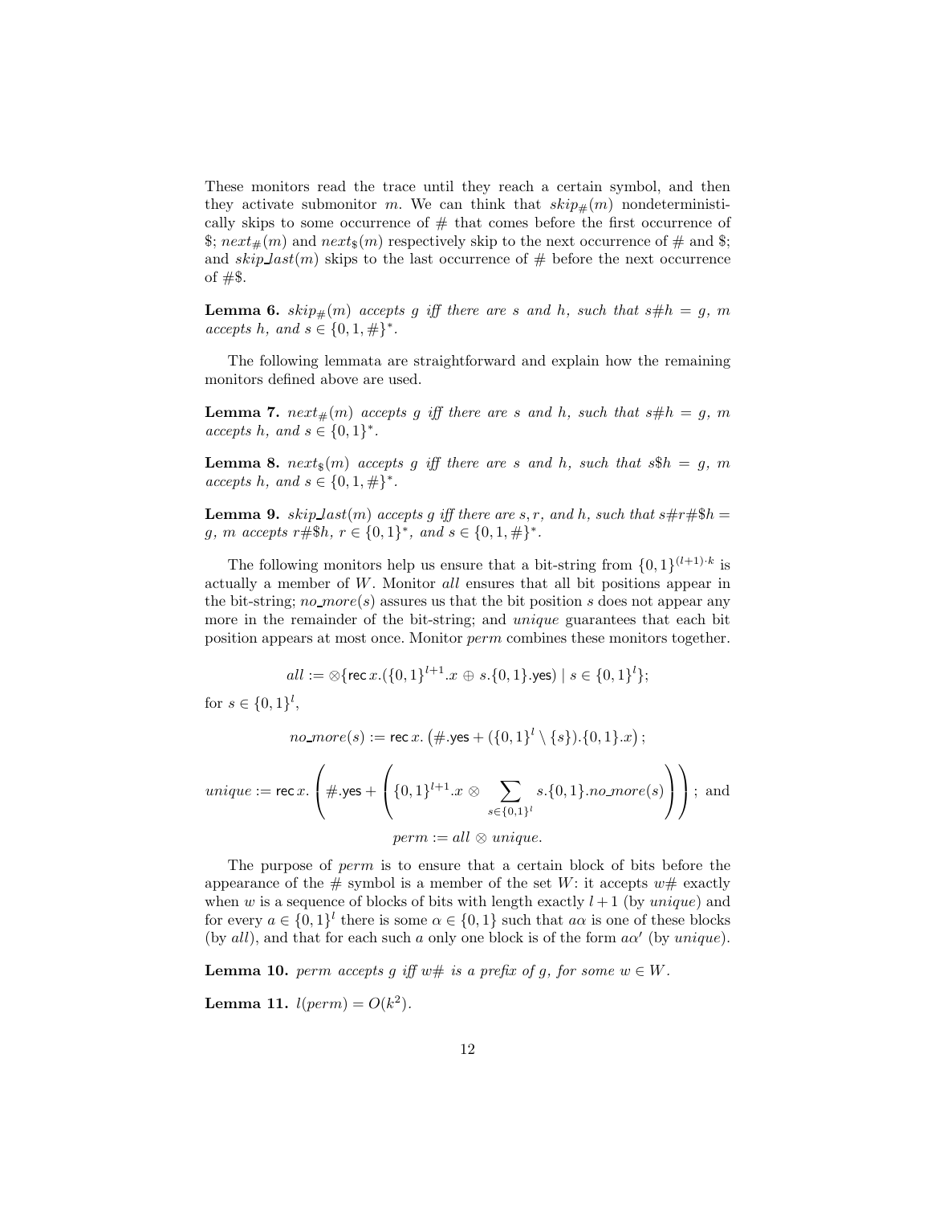These monitors read the trace until they reach a certain symbol, and then they activate submonitor $m$. We can think that $skip_{\#}(m)$ nondeterministically skips to some occurrence of # that comes before the first occurrence of \$; $next_{\#}(m)$ and $next_{\$}(m)$ respectively skip to the next occurrence of # and \$; and $skip\_last(m)$ skips to the last occurrence of # before the next occurrence of #\$.

**Lemma 6.** *$skip_{\#}(m)$ accepts $g$ iff there are $s$ and $h$, such that $s\#h = g$, $m$ accepts $h$, and $s \in \{0, 1, \#\}^*$.*

The following lemmata are straightforward and explain how the remaining monitors defined above are used.

**Lemma 7.** *$next_{\#}(m)$ accepts $g$ iff there are $s$ and $h$, such that $s\#h = g$, $m$ accepts $h$, and $s \in \{0, 1\}^*$.*

**Lemma 8.** *$next_{\$}(m)$ accepts $g$ iff there are $s$ and $h$, such that $s\$h = g$, $m$ accepts $h$, and $s \in \{0, 1, \#\}^*$.*

**Lemma 9.** *$skip\_last(m)$ accepts $g$ iff there are $s, r$, and $h$, such that $s\#r\#\$h = g$, $m$ accepts $r\#\$h$, $r \in \{0, 1\}^*$, and $s \in \{0, 1, \#\}^*$.*

The following monitors help us ensure that a bit-string from $\{0, 1\}^{(l+1)\cdot k}$ is actually a member of $W$. Monitor *all* ensures that all bit positions appear in the bit-string; *no_more*$(s)$ assures us that the bit position $s$ does not appear any more in the remainder of the bit-string; and *unique* guarantees that each bit position appears at most once. Monitor *perm* combines these monitors together.

$$all := \otimes\{\mathsf{rec}\, x.(\{0,1\}^{l+1}.x \oplus s.\{0,1\}.\mathsf{yes}) \mid s \in \{0,1\}^l\};$$

for $s \in \{0, 1\}^l$,

$$no\_more(s) := \mathsf{rec}\, x. \left(\#.\mathsf{yes} + (\{0,1\}^l \setminus \{s\}).\{0,1\}.x\right);$$

$$unique := \mathsf{rec}\, x. \left(\#.\mathsf{yes} + \left(\{0,1\}^{l+1}.x \otimes \sum_{s \in \{0,1\}^l} s.\{0,1\}.no\_more(s)\right)\right); \text{ and}$$

$$perm := all \otimes unique.$$

The purpose of *perm* is to ensure that a certain block of bits before the appearance of the # symbol is a member of the set $W$: it accepts $w\#$ exactly when $w$ is a sequence of blocks of bits with length exactly $l + 1$ (by *unique*) and for every $a \in \{0, 1\}^l$ there is some $\alpha \in \{0, 1\}$ such that $a\alpha$ is one of these blocks (by *all*), and that for each such $a$ only one block is of the form $a\alpha'$ (by *unique*).

**Lemma 10.** *perm accepts $g$ iff $w\#$ is a prefix of $g$, for some $w \in W$.*

**Lemma 11.** *$l(perm) = O(k^2)$.*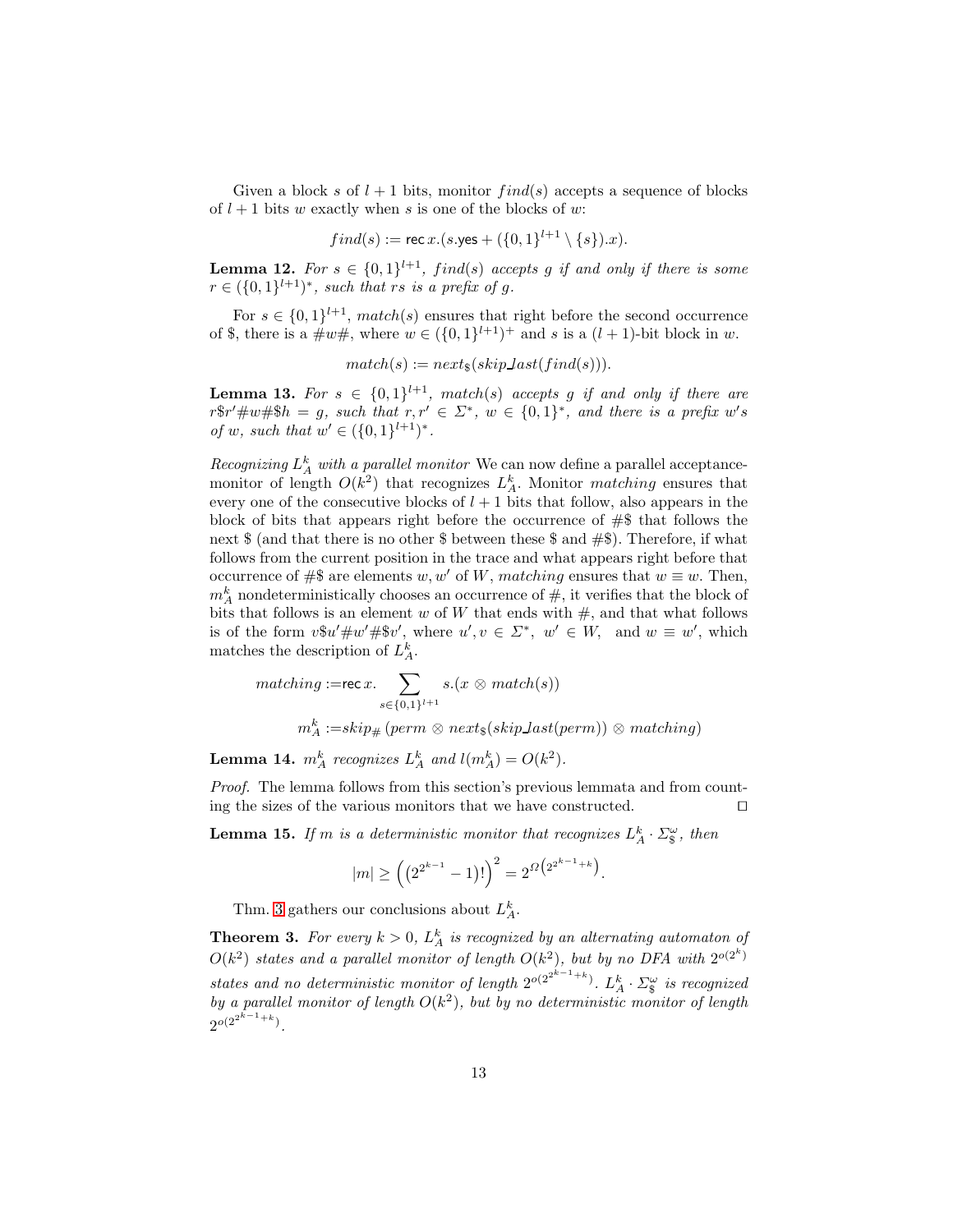Given a block $s$ of $l+1$ bits, monitor $find(s)$ accepts a sequence of blocks of $l+1$ bits $w$ exactly when $s$ is one of the blocks of $w$:

$$find(s) := \mathsf{rec}\, x.(s.\mathsf{yes} + (\{0,1\}^{l+1} \setminus \{s\}).x).$$

**Lemma 12.** *For $s \in \{0,1\}^{l+1}$, $find(s)$ accepts $g$ if and only if there is some $r \in (\{0,1\}^{l+1})^*$, such that $rs$ is a prefix of $g$.*

For $s \in \{0,1\}^{l+1}$, $match(s)$ ensures that right before the second occurrence of \$, there is a $\#w\#$, where $w \in (\{0,1\}^{l+1})^+$ and $s$ is a $(l+1)$-bit block in $w$.

$$match(s) := next_{\$}(skip\_last(find(s))).$$

**Lemma 13.** *For $s \in \{0,1\}^{l+1}$, $match(s)$ accepts $g$ if and only if there are $r\$r'\#w\#\$h = g$, such that $r, r' \in \Sigma^*$, $w \in \{0,1\}^*$, and there is a prefix $w's$ of $w$, such that $w' \in (\{0,1\}^{l+1})^*$.*

*Recognizing $L^k_A$ with a parallel monitor* We can now define a parallel acceptance-monitor of length $O(k^2)$ that recognizes $L^k_A$. Monitor *matching* ensures that every one of the consecutive blocks of $l+1$ bits that follow, also appears in the block of bits that appears right before the occurrence of #\$ that follows the next \$ (and that there is no other \$ between these \$ and #\$). Therefore, if what follows from the current position in the trace and what appears right before that occurrence of #\$ are elements $w, w'$ of $W$, *matching* ensures that $w \equiv w$. Then, $m^k_A$ nondeterministically chooses an occurrence of #, it verifies that the block of bits that follows is an element $w$ of $W$ that ends with #, and that what follows is of the form $v\$u'\#w'\#\$v'$, where $u', v \in \Sigma^*$, $w' \in W$, and $w \equiv w'$, which matches the description of $L^k_A$.

$$matching := \mathsf{rec}\, x. \sum_{s \in \{0,1\}^{l+1}} s.(x \otimes match(s))$$

$$m^k_A := skip_{\#}\,(perm \otimes next_{\$}(skip\_last(perm)) \otimes matching)$$

**Lemma 14.** *$m^k_A$ recognizes $L^k_A$ and $l(m^k_A) = O(k^2)$.*

*Proof.* The lemma follows from this section's previous lemmata and from counting the sizes of the various monitors that we have constructed. ◻

**Lemma 15.** *If $m$ is a deterministic monitor that recognizes $L^k_A \cdot \Sigma^\omega_{\$}$, then*

$$|m| \geq \left((2^{2^{k-1}} - 1)!\right)^2 = 2^{\Omega\left(2^{2^{k-1}+k}\right)}.$$

Thm. 3 gathers our conclusions about $L^k_A$.

**Theorem 3.** *For every $k > 0$, $L^k_A$ is recognized by an alternating automaton of $O(k^2)$ states and a parallel monitor of length $O(k^2)$, but by no DFA with $2^{o(2^k)}$ states and no deterministic monitor of length $2^{o(2^{2^{k-1}+k})}$. $L^k_A \cdot \Sigma^\omega_{\$}$ is recognized by a parallel monitor of length $O(k^2)$, but by no deterministic monitor of length $2^{o(2^{2^{k-1}+k})}$.*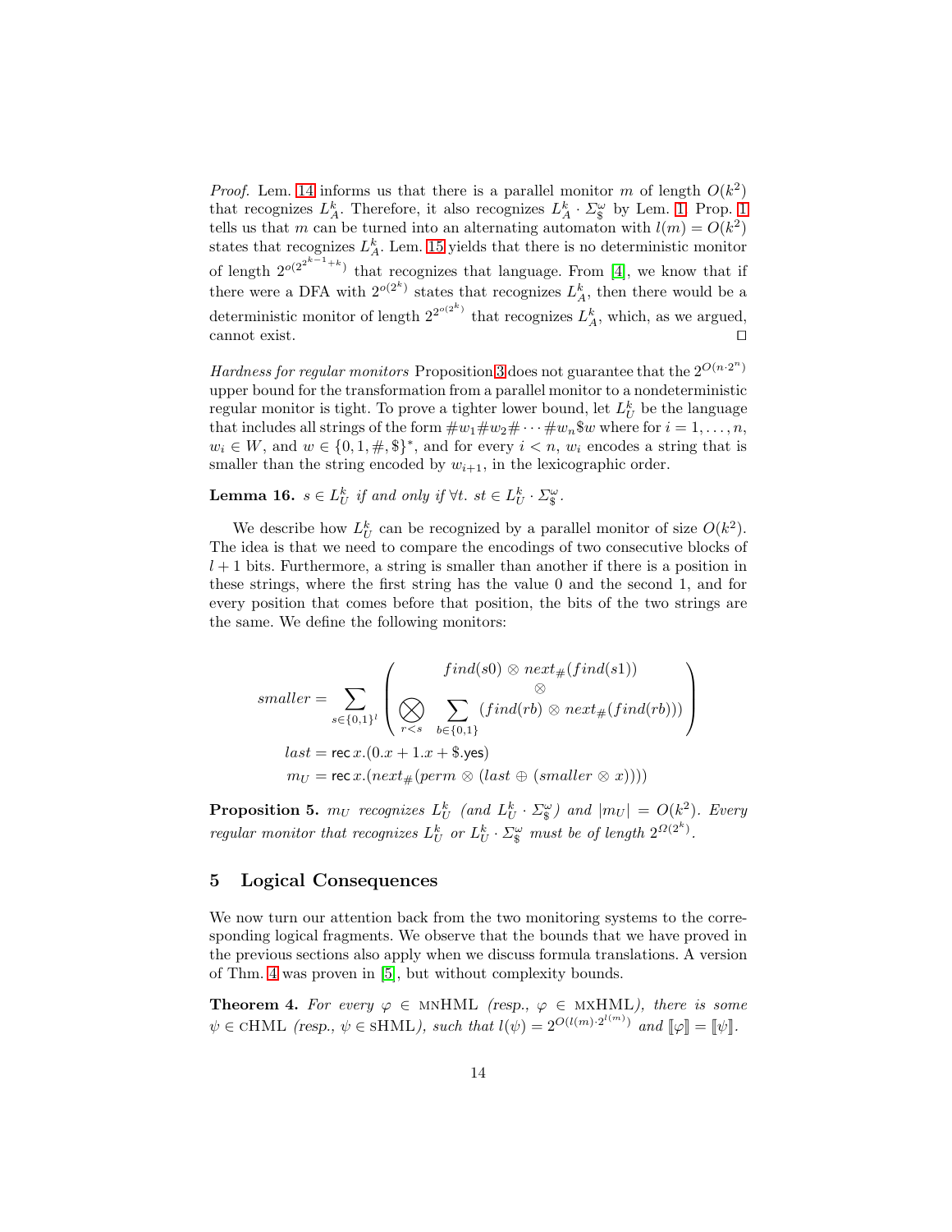*Proof.* Lem. 14 informs us that there is a parallel monitor $m$ of length $O(k^2)$ that recognizes $L_A^k$. Therefore, it also recognizes $L_A^k \cdot \Sigma_\$^\omega$ by Lem. 1. Prop. 1 tells us that $m$ can be turned into an alternating automaton with $l(m) = O(k^2)$ states that recognizes $L_A^k$. Lem. 15 yields that there is no deterministic monitor of length $2^{o(2^{2^{k-1}+k})}$ that recognizes that language. From [4], we know that if there were a DFA with $2^{o(2^k)}$ states that recognizes $L_A^k$, then there would be a deterministic monitor of length $2^{2^{o(2^k)}}$ that recognizes $L_A^k$, which, as we argued, cannot exist. ◻

*Hardness for regular monitors* Proposition 3 does not guarantee that the $2^{O(n\cdot 2^n)}$ upper bound for the transformation from a parallel monitor to a nondeterministic regular monitor is tight. To prove a tighter lower bound, let $L_U^k$ be the language that includes all strings of the form $\#w_1\#w_2\#\cdots\#w_n\$w$ where for $i = 1,\ldots,n$, $w_i \in W$, and $w \in \{0,1,\#,\$\}^*$, and for every $i < n$, $w_i$ encodes a string that is smaller than the string encoded by $w_{i+1}$, in the lexicographic order.

**Lemma 16.** *$s \in L_U^k$ if and only if $\forall t.\ st \in L_U^k \cdot \Sigma_\$^\omega$.*

We describe how $L_U^k$ can be recognized by a parallel monitor of size $O(k^2)$. The idea is that we need to compare the encodings of two consecutive blocks of $l+1$ bits. Furthermore, a string is smaller than another if there is a position in these strings, where the first string has the value 0 and the second 1, and for every position that comes before that position, the bits of the two strings are the same. We define the following monitors:

$$smaller = \sum_{s\in\{0,1\}^l}\left(\begin{array}{c} find(s0) \otimes next_\#(find(s1)) \\ \otimes \\ \bigotimes_{r<s} \sum_{b\in\{0,1\}} (find(rb) \otimes next_\#(find(rb))) \end{array}\right)$$

$$last = \mathsf{rec}\, x.(0.x + 1.x + \$.\mathsf{yes})$$

$$m_U = \mathsf{rec}\, x.(next_\#(perm \otimes (last \oplus (smaller \otimes x))))$$

**Proposition 5.** *$m_U$ recognizes $L_U^k$ (and $L_U^k \cdot \Sigma_\$^\omega$) and $|m_U| = O(k^2)$. Every regular monitor that recognizes $L_U^k$ or $L_U^k \cdot \Sigma_\$^\omega$ must be of length $2^{\Omega(2^k)}$.*

## 5 Logical Consequences

We now turn our attention back from the two monitoring systems to the corresponding logical fragments. We observe that the bounds that we have proved in the previous sections also apply when we discuss formula translations. A version of Thm. 4 was proven in [5], but without complexity bounds.

**Theorem 4.** *For every $\varphi \in$ MNHML (resp., $\varphi \in$ MXHML), there is some $\psi \in$ CHML (resp., $\psi \in$ SHML), such that $l(\psi) = 2^{O(l(m)\cdot 2^{l(m)})}$ and $[\![\varphi]\!] = [\![\psi]\!]$.*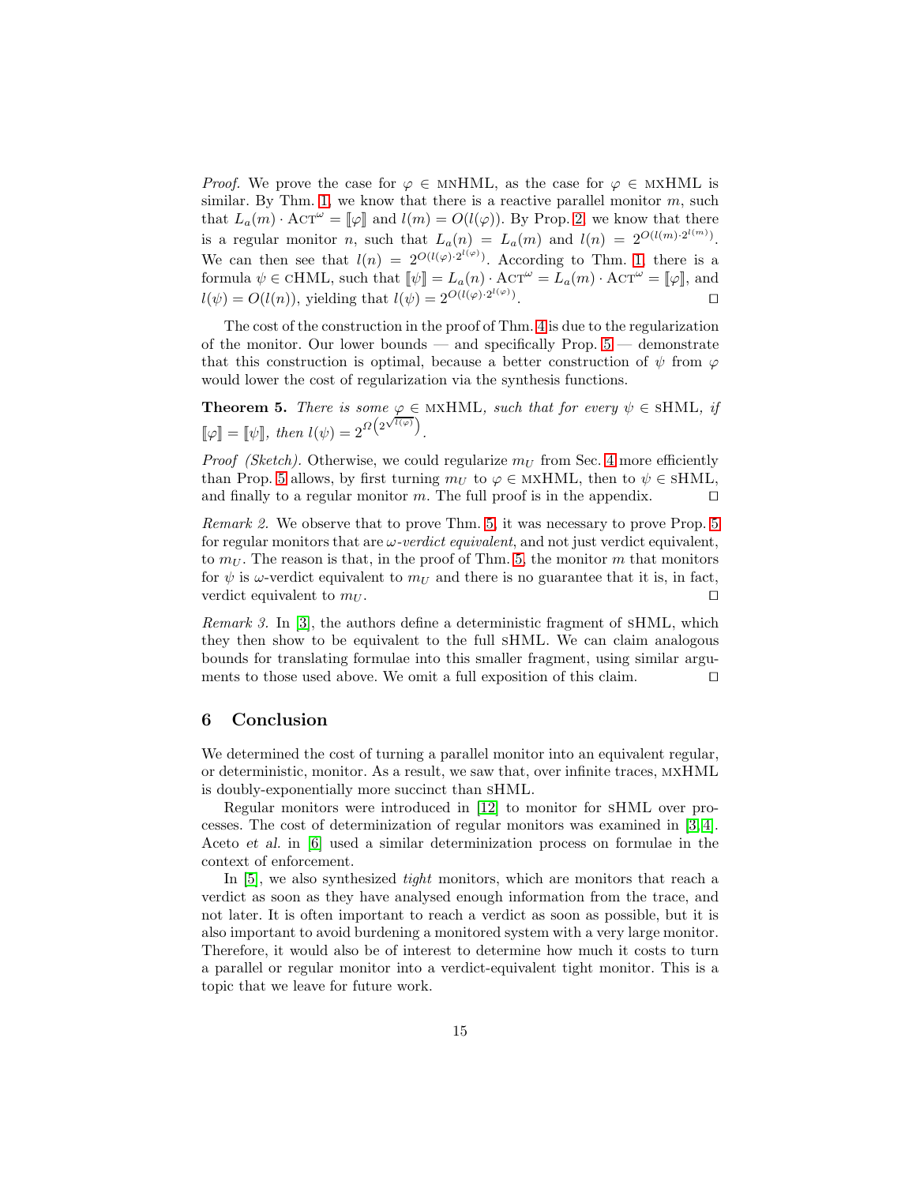*Proof.* We prove the case for $\varphi \in$ mnHML, as the case for $\varphi \in$ mxHML is similar. By Thm. 1, we know that there is a reactive parallel monitor $m$, such that $L_a(m) \cdot \mathrm{Act}^\omega = [\![\varphi]\!]$ and $l(m) = O(l(\varphi))$. By Prop. 2, we know that there is a regular monitor $n$, such that $L_a(n) = L_a(m)$ and $l(n) = 2^{O(l(m) \cdot 2^{l(m)})}$. We can then see that $l(n) = 2^{O(l(\varphi) \cdot 2^{l(\varphi)})}$. According to Thm. 1, there is a formula $\psi \in$ cHML, such that $[\![\psi]\!] = L_a(n) \cdot \mathrm{Act}^\omega = L_a(m) \cdot \mathrm{Act}^\omega = [\![\varphi]\!]$, and $l(\psi) = O(l(n))$, yielding that $l(\psi) = 2^{O(l(\varphi) \cdot 2^{l(\varphi)})}$. ◻

The cost of the construction in the proof of Thm. 4 is due to the regularization of the monitor. Our lower bounds — and specifically Prop. 5 — demonstrate that this construction is optimal, because a better construction of $\psi$ from $\varphi$ would lower the cost of regularization via the synthesis functions.

**Theorem 5.** *There is some $\varphi \in$ mxHML, such that for every $\psi \in$ sHML, if $[\![\varphi]\!] = [\![\psi]\!]$, then $l(\psi) = 2^{\Omega\left(2^{\sqrt{l(\varphi)}}\right)}$.*

*Proof (Sketch).* Otherwise, we could regularize $m_U$ from Sec. 4 more efficiently than Prop. 5 allows, by first turning $m_U$ to $\varphi \in$ mxHML, then to $\psi \in$ sHML, and finally to a regular monitor $m$. The full proof is in the appendix. ◻

*Remark 2.* We observe that to prove Thm. 5, it was necessary to prove Prop. 5 for regular monitors that are *$\omega$-verdict equivalent*, and not just verdict equivalent, to $m_U$. The reason is that, in the proof of Thm. 5, the monitor $m$ that monitors for $\psi$ is $\omega$-verdict equivalent to $m_U$ and there is no guarantee that it is, in fact, verdict equivalent to $m_U$. ◻

*Remark 3.* In [3], the authors define a deterministic fragment of sHML, which they then show to be equivalent to the full sHML. We can claim analogous bounds for translating formulae into this smaller fragment, using similar arguments to those used above. We omit a full exposition of this claim. ◻

## 6 Conclusion

We determined the cost of turning a parallel monitor into an equivalent regular, or deterministic, monitor. As a result, we saw that, over infinite traces, mxHML is doubly-exponentially more succinct than sHML.

Regular monitors were introduced in [12] to monitor for sHML over processes. The cost of determinization of regular monitors was examined in [3,4]. Aceto *et al.* in [6] used a similar determinization process on formulae in the context of enforcement.

In [5], we also synthesized *tight* monitors, which are monitors that reach a verdict as soon as they have analysed enough information from the trace, and not later. It is often important to reach a verdict as soon as possible, but it is also important to avoid burdening a monitored system with a very large monitor. Therefore, it would also be of interest to determine how much it costs to turn a parallel or regular monitor into a verdict-equivalent tight monitor. This is a topic that we leave for future work.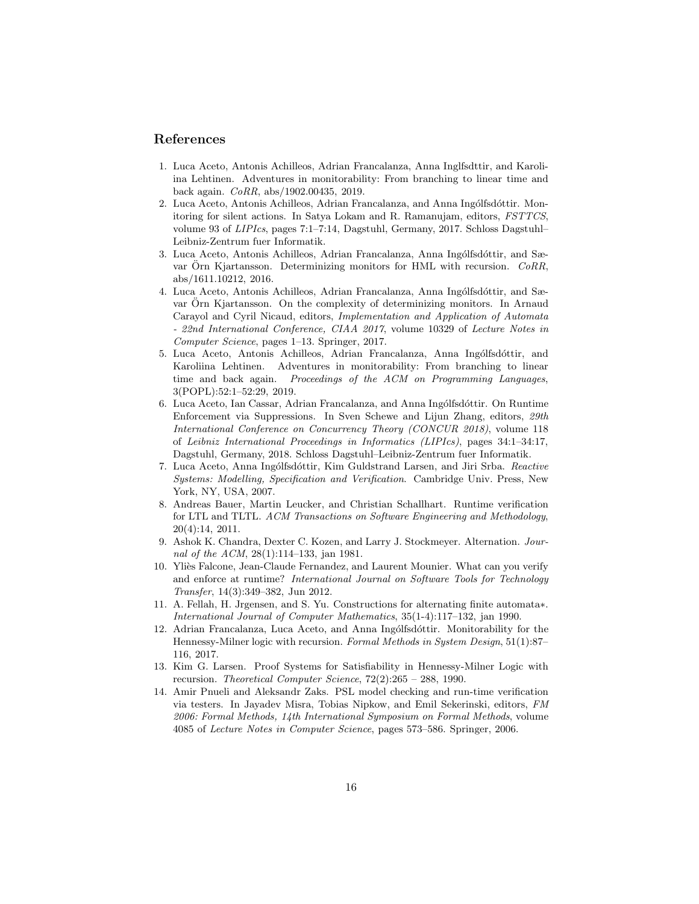## References

1. Luca Aceto, Antonis Achilleos, Adrian Francalanza, Anna Inglfsdttir, and Karoliina Lehtinen. Adventures in monitorability: From branching to linear time and back again. *CoRR*, abs/1902.00435, 2019.
2. Luca Aceto, Antonis Achilleos, Adrian Francalanza, and Anna Ingólfsdóttir. Monitoring for silent actions. In Satya Lokam and R. Ramanujam, editors, *FSTTCS*, volume 93 of *LIPIcs*, pages 7:1–7:14, Dagstuhl, Germany, 2017. Schloss Dagstuhl–Leibniz-Zentrum fuer Informatik.
3. Luca Aceto, Antonis Achilleos, Adrian Francalanza, Anna Ingólfsdóttir, and Sævar Örn Kjartansson. Determinizing monitors for HML with recursion. *CoRR*, abs/1611.10212, 2016.
4. Luca Aceto, Antonis Achilleos, Adrian Francalanza, Anna Ingólfsdóttir, and Sævar Örn Kjartansson. On the complexity of determinizing monitors. In Arnaud Carayol and Cyril Nicaud, editors, *Implementation and Application of Automata - 22nd International Conference, CIAA 2017*, volume 10329 of *Lecture Notes in Computer Science*, pages 1–13. Springer, 2017.
5. Luca Aceto, Antonis Achilleos, Adrian Francalanza, Anna Ingólfsdóttir, and Karoliina Lehtinen. Adventures in monitorability: From branching to linear time and back again. *Proceedings of the ACM on Programming Languages*, 3(POPL):52:1–52:29, 2019.
6. Luca Aceto, Ian Cassar, Adrian Francalanza, and Anna Ingólfsdóttir. On Runtime Enforcement via Suppressions. In Sven Schewe and Lijun Zhang, editors, *29th International Conference on Concurrency Theory (CONCUR 2018)*, volume 118 of *Leibniz International Proceedings in Informatics (LIPIcs)*, pages 34:1–34:17, Dagstuhl, Germany, 2018. Schloss Dagstuhl–Leibniz-Zentrum fuer Informatik.
7. Luca Aceto, Anna Ingólfsdóttir, Kim Guldstrand Larsen, and Jiri Srba. *Reactive Systems: Modelling, Specification and Verification*. Cambridge Univ. Press, New York, NY, USA, 2007.
8. Andreas Bauer, Martin Leucker, and Christian Schallhart. Runtime verification for LTL and TLTL. *ACM Transactions on Software Engineering and Methodology*, 20(4):14, 2011.
9. Ashok K. Chandra, Dexter C. Kozen, and Larry J. Stockmeyer. Alternation. *Journal of the ACM*, 28(1):114–133, jan 1981.
10. Yliès Falcone, Jean-Claude Fernandez, and Laurent Mounier. What can you verify and enforce at runtime? *International Journal on Software Tools for Technology Transfer*, 14(3):349–382, Jun 2012.
11. A. Fellah, H. Jrgensen, and S. Yu. Constructions for alternating finite automata∗. *International Journal of Computer Mathematics*, 35(1-4):117–132, jan 1990.
12. Adrian Francalanza, Luca Aceto, and Anna Ingólfsdóttir. Monitorability for the Hennessy-Milner logic with recursion. *Formal Methods in System Design*, 51(1):87–116, 2017.
13. Kim G. Larsen. Proof Systems for Satisfiability in Hennessy-Milner Logic with recursion. *Theoretical Computer Science*, 72(2):265 – 288, 1990.
14. Amir Pnueli and Aleksandr Zaks. PSL model checking and run-time verification via testers. In Jayadev Misra, Tobias Nipkow, and Emil Sekerinski, editors, *FM 2006: Formal Methods, 14th International Symposium on Formal Methods*, volume 4085 of *Lecture Notes in Computer Science*, pages 573–586. Springer, 2006.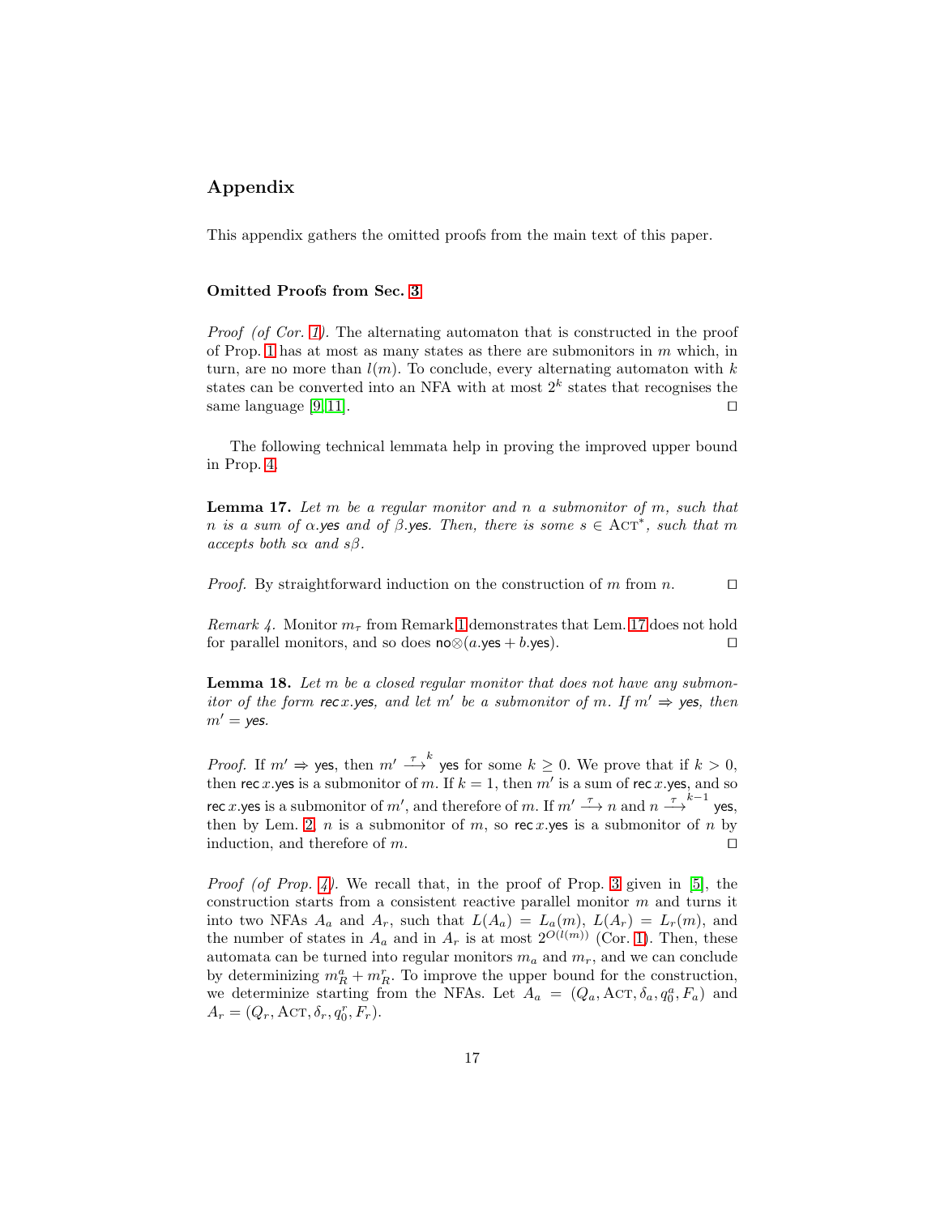# Appendix

This appendix gathers the omitted proofs from the main text of this paper.

### Omitted Proofs from Sec. 3

*Proof (of Cor. 1).* The alternating automaton that is constructed in the proof of Prop. 1 has at most as many states as there are submonitors in $m$ which, in turn, are no more than $l(m)$. To conclude, every alternating automaton with $k$ states can be converted into an NFA with at most $2^k$ states that recognises the same language [9,11]. ◻

The following technical lemmata help in proving the improved upper bound in Prop. 4.

**Lemma 17.** *Let $m$ be a regular monitor and $n$ a submonitor of $m$, such that $n$ is a sum of $\alpha$.yes and of $\beta$.yes. Then, there is some $s \in \text{Act}^*$, such that $m$ accepts both $s\alpha$ and $s\beta$.*

*Proof.* By straightforward induction on the construction of $m$ from $n$. ◻

*Remark 4.* Monitor $m_\tau$ from Remark 1 demonstrates that Lem. 17 does not hold for parallel monitors, and so does $\mathsf{no}\otimes(a.\mathsf{yes}+b.\mathsf{yes})$. ◻

**Lemma 18.** *Let $m$ be a closed regular monitor that does not have any submonitor of the form $\mathsf{rec}\,x.\mathsf{yes}$, and let $m'$ be a submonitor of $m$. If $m' \Rightarrow \mathsf{yes}$, then $m' = \mathsf{yes}$.*

*Proof.* If $m' \Rightarrow \mathsf{yes}$, then $m' \xrightarrow{\tau}^k \mathsf{yes}$ for some $k \geq 0$. We prove that if $k > 0$, then $\mathsf{rec}\,x.\mathsf{yes}$ is a submonitor of $m$. If $k = 1$, then $m'$ is a sum of $\mathsf{rec}\,x.\mathsf{yes}$, and so $\mathsf{rec}\,x.\mathsf{yes}$ is a submonitor of $m'$, and therefore of $m$. If $m' \xrightarrow{\tau} n$ and $n \xrightarrow{\tau}^{k-1} \mathsf{yes}$, then by Lem. 2, $n$ is a submonitor of $m$, so $\mathsf{rec}\,x.\mathsf{yes}$ is a submonitor of $n$ by induction, and therefore of $m$. ◻

*Proof (of Prop. 4).* We recall that, in the proof of Prop. 3 given in [5], the construction starts from a consistent reactive parallel monitor $m$ and turns it into two NFAs $A_a$ and $A_r$, such that $L(A_a) = L_a(m)$, $L(A_r) = L_r(m)$, and the number of states in $A_a$ and in $A_r$ is at most $2^{O(l(m))}$ (Cor. 1). Then, these automata can be turned into regular monitors $m_a$ and $m_r$, and we can conclude by determinizing $m_R^a + m_R^r$. To improve the upper bound for the construction, we determinize starting from the NFAs. Let $A_a = (Q_a, \text{Act}, \delta_a, q_0^a, F_a)$ and $A_r = (Q_r, \text{Act}, \delta_r, q_0^r, F_r)$.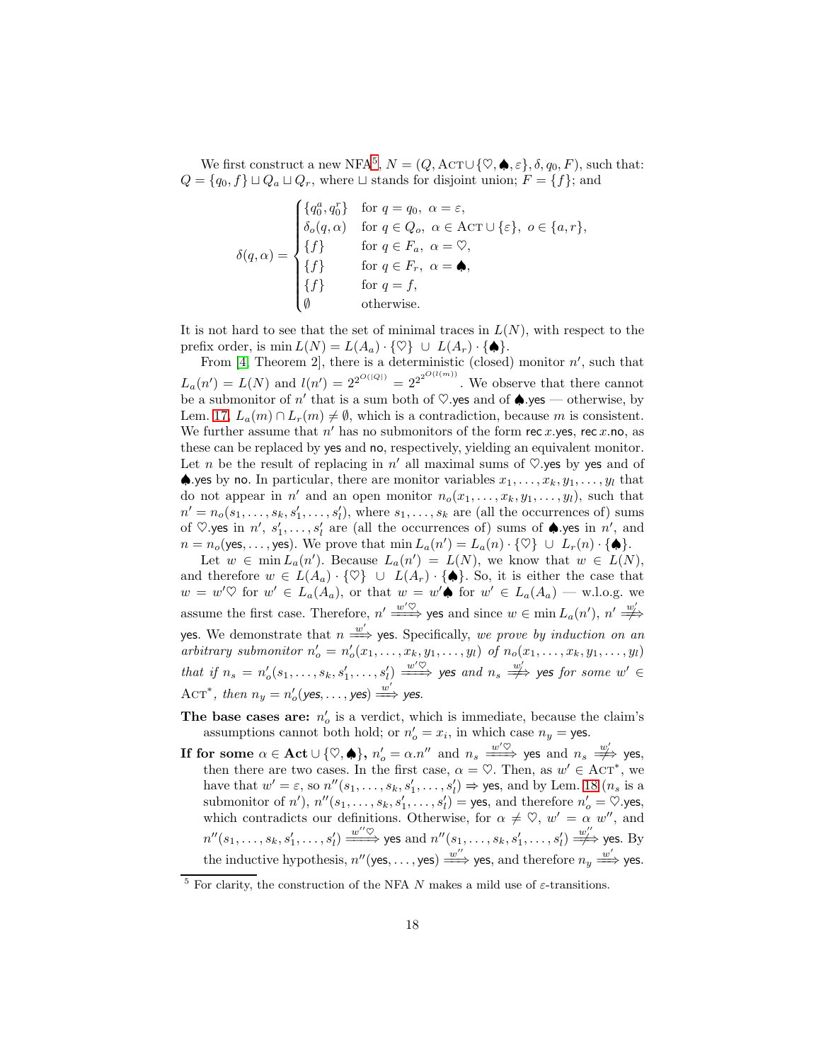We first construct a new NFA[5], $N = (Q, \textsc{Act} \cup \{\heartsuit, \spadesuit, \varepsilon\}, \delta, q_0, F)$, such that: $Q = \{q_0, f\} \sqcup Q_a \sqcup Q_r$, where $\sqcup$ stands for disjoint union; $F = \{f\}$; and

$$\delta(q,\alpha) = \begin{cases} \{q_0^a, q_0^r\} & \text{for } q = q_0,\ \alpha = \varepsilon, \\ \delta_o(q,\alpha) & \text{for } q \in Q_o,\ \alpha \in \textsc{Act} \cup \{\varepsilon\},\ o \in \{a, r\}, \\ \{f\} & \text{for } q \in F_a,\ \alpha = \heartsuit, \\ \{f\} & \text{for } q \in F_r,\ \alpha = \spadesuit, \\ \{f\} & \text{for } q = f, \\ \emptyset & \text{otherwise.} \end{cases}$$

It is not hard to see that the set of minimal traces in $L(N)$, with respect to the prefix order, is $\min L(N) = L(A_a) \cdot \{\heartsuit\} \ \cup\ L(A_r) \cdot \{\spadesuit\}$.

From [4, Theorem 2], there is a deterministic (closed) monitor $n'$, such that $L_a(n') = L(N)$ and $l(n') = 2^{2^{O(|Q|)}} = 2^{2^{2^{O(l(m))}}}$. We observe that there cannot be a submonitor of $n'$ that is a sum both of $\heartsuit.\mathsf{yes}$ and of $\spadesuit.\mathsf{yes}$ — otherwise, by Lem. 17, $L_a(m) \cap L_r(m) \neq \emptyset$, which is a contradiction, because $m$ is consistent. We further assume that $n'$ has no submonitors of the form $\mathsf{rec}\, x.\mathsf{yes}$, $\mathsf{rec}\, x.\mathsf{no}$, as these can be replaced by $\mathsf{yes}$ and $\mathsf{no}$, respectively, yielding an equivalent monitor. Let $n$ be the result of replacing in $n'$ all maximal sums of $\heartsuit.\mathsf{yes}$ by $\mathsf{yes}$ and of $\spadesuit.\mathsf{yes}$ by $\mathsf{no}$. In particular, there are monitor variables $x_1, \ldots, x_k, y_1, \ldots, y_l$ that do not appear in $n'$ and an open monitor $n_o(x_1, \ldots, x_k, y_1, \ldots, y_l)$, such that $n' = n_o(s_1, \ldots, s_k, s'_1, \ldots, s'_l)$, where $s_1, \ldots, s_k$ are (all the occurrences of) sums of $\heartsuit.\mathsf{yes}$ in $n'$, $s'_1, \ldots, s'_l$ are (all the occurrences of) sums of $\spadesuit.\mathsf{yes}$ in $n'$, and $n = n_o(\mathsf{yes}, \ldots, \mathsf{yes})$. We prove that $\min L_a(n') = L_a(n) \cdot \{\heartsuit\} \ \cup\ L_r(n) \cdot \{\spadesuit\}$.

Let $w \in \min L_a(n')$. Because $L_a(n') = L(N)$, we know that $w \in L(N)$, and therefore $w \in L(A_a) \cdot \{\heartsuit\} \ \cup\ L(A_r) \cdot \{\spadesuit\}$. So, it is either the case that $w = w'\heartsuit$ for $w' \in L_a(A_a)$, or that $w = w'\spadesuit$ for $w' \in L_a(A_a)$ — w.l.o.g. we assume the first case. Therefore, $n' \overset{w'\heartsuit}{\Longrightarrow} \mathsf{yes}$ and since $w \in \min L_a(n')$, $n' \overset{w'}{\not\Longrightarrow} \mathsf{yes}$. We demonstrate that $n \overset{w'}{\Longrightarrow} \mathsf{yes}$. Specifically, *we prove by induction on an arbitrary submonitor $n'_o = n'_o(x_1, \ldots, x_k, y_1, \ldots, y_l)$ of $n_o(x_1, \ldots, x_k, y_1, \ldots, y_l)$ that if $n_s = n'_o(s_1, \ldots, s_k, s'_1, \ldots, s'_l) \overset{w'\heartsuit}{\Longrightarrow}$ yes and $n_s \overset{w'}{\not\Longrightarrow}$ yes for some $w' \in \textsc{Act}^*$, then $n_y = n'_o(\mathsf{yes}, \ldots, \mathsf{yes}) \overset{w'}{\Longrightarrow}$ yes.*

**The base cases are:** $n'_o$ is a verdict, which is immediate, because the claim's assumptions cannot both hold; or $n'_o = x_i$, in which case $n_y = \mathsf{yes}$.

**If for some $\alpha \in \mathbf{Act} \cup \{\heartsuit, \spadesuit\}$, $n'_o = \alpha.n''$** and $n_s \overset{w'\heartsuit}{\Longrightarrow} \mathsf{yes}$ and $n_s \overset{w'}{\not\Longrightarrow} \mathsf{yes}$, then there are two cases. In the first case, $\alpha = \heartsuit$. Then, as $w' \in \textsc{Act}^*$, we have that $w' = \varepsilon$, so $n''(s_1, \ldots, s_k, s'_1, \ldots, s'_l) \Rightarrow \mathsf{yes}$, and by Lem. 18 ($n_s$ is a submonitor of $n'$), $n''(s_1, \ldots, s_k, s'_1, \ldots, s'_l) = \mathsf{yes}$, and therefore $n'_o = \heartsuit.\mathsf{yes}$, which contradicts our definitions. Otherwise, for $\alpha \neq \heartsuit$, $w' = \alpha\ w''$, and $n''(s_1, \ldots, s_k, s'_1, \ldots, s'_l) \overset{w''\heartsuit}{\Longrightarrow} \mathsf{yes}$ and $n''(s_1, \ldots, s_k, s'_1, \ldots, s'_l) \overset{w''}{\not\Longrightarrow} \mathsf{yes}$. By the inductive hypothesis, $n''(\mathsf{yes}, \ldots, \mathsf{yes}) \overset{w''}{\Longrightarrow} \mathsf{yes}$, and therefore $n_y \overset{w'}{\Longrightarrow} \mathsf{yes}$.

---

[5] For clarity, the construction of the NFA $N$ makes a mild use of $\varepsilon$-transitions.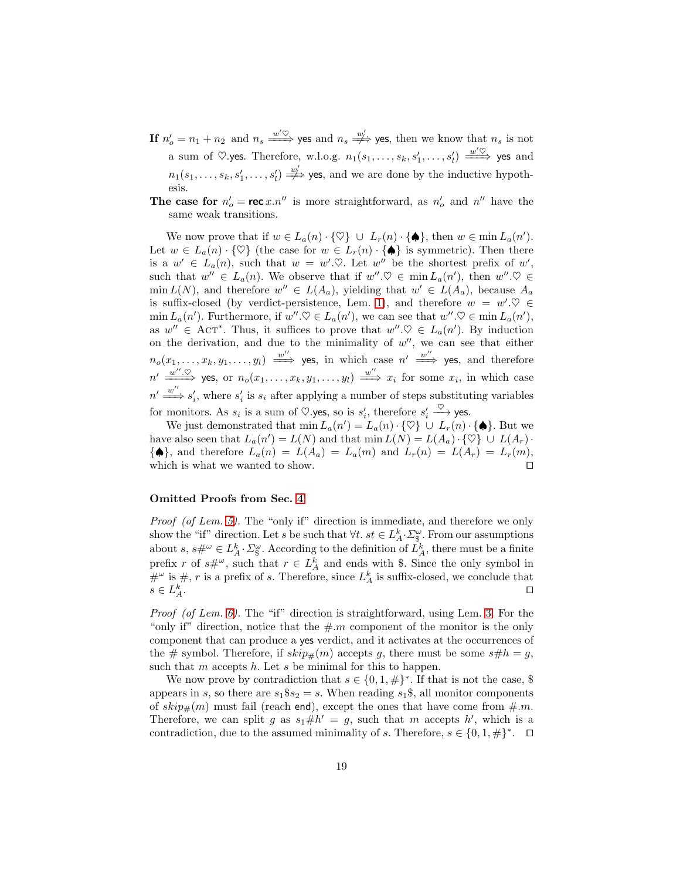**If** $n'_o = n_1 + n_2$ and $n_s \xRightarrow{w'\heartsuit} \mathsf{yes}$ and $n_s \not\xRightarrow{w'} \mathsf{yes}$, then we know that $n_s$ is not a sum of $\heartsuit.\mathsf{yes}$. Therefore, w.l.o.g. $n_1(s_1, \ldots, s_k, s'_1, \ldots, s'_l) \xRightarrow{w'\heartsuit} \mathsf{yes}$ and $n_1(s_1, \ldots, s_k, s'_1, \ldots, s'_l) \not\xRightarrow{w'} \mathsf{yes}$, and we are done by the inductive hypothesis.

**The case for** $n'_o = \mathbf{rec}\, x.n''$ is more straightforward, as $n'_o$ and $n''$ have the same weak transitions.

We now prove that if $w \in L_a(n) \cdot \{\heartsuit\} \,\cup\, L_r(n) \cdot \{\spadesuit\}$, then $w \in \min L_a(n')$. Let $w \in L_a(n) \cdot \{\heartsuit\}$ (the case for $w \in L_r(n) \cdot \{\spadesuit\}$ is symmetric). Then there is a $w' \in L_a(n)$, such that $w = w'.\heartsuit$. Let $w''$ be the shortest prefix of $w'$, such that $w'' \in L_a(n)$. We observe that if $w''.\heartsuit \in \min L_a(n')$, then $w''.\heartsuit \in \min L(N)$, and therefore $w'' \in L(A_a)$, yielding that $w' \in L(A_a)$, because $A_a$ is suffix-closed (by verdict-persistence, Lem. 1), and therefore $w = w'.\heartsuit \in \min L_a(n')$. Furthermore, if $w''.\heartsuit \in L_a(n')$, we can see that $w''.\heartsuit \in \min L_a(n')$, as $w'' \in \mathrm{ACT}^*$. Thus, it suffices to prove that $w''.\heartsuit \in L_a(n')$. By induction on the derivation, and due to the minimality of $w''$, we can see that either $n_o(x_1, \ldots, x_k, y_1, \ldots, y_l) \xRightarrow{w''} \mathsf{yes}$, in which case $n' \xRightarrow{w''} \mathsf{yes}$, and therefore $n' \xRightarrow{w''.\heartsuit} \mathsf{yes}$, or $n_o(x_1, \ldots, x_k, y_1, \ldots, y_l) \xRightarrow{w''} x_i$ for some $x_i$, in which case $n' \xRightarrow{w''} s'_i$, where $s'_i$ is $s_i$ after applying a number of steps substituting variables for monitors. As $s_i$ is a sum of $\heartsuit.\mathsf{yes}$, so is $s'_i$, therefore $s'_i \xrightarrow{\heartsuit} \mathsf{yes}$.

We just demonstrated that $\min L_a(n') = L_a(n) \cdot \{\heartsuit\} \,\cup\, L_r(n) \cdot \{\spadesuit\}$. But we have also seen that $L_a(n') = L(N)$ and that $\min L(N) = L(A_a) \cdot \{\heartsuit\} \,\cup\, L(A_r) \cdot \{\spadesuit\}$, and therefore $L_a(n) = L(A_a) = L_a(m)$ and $L_r(n) = L(A_r) = L_r(m)$, which is what we wanted to show. ◻

### Omitted Proofs from Sec. 4

*Proof (of Lem. 5).* The "only if" direction is immediate, and therefore we only show the "if" direction. Let $s$ be such that $\forall t.\ st \in L^k_A \cdot \Sigma^\omega_\$$. From our assumptions about $s$, $s\#^\omega \in L^k_A \cdot \Sigma^\omega_\$$. According to the definition of $L^k_A$, there must be a finite prefix $r$ of $s\#^\omega$, such that $r \in L^k_A$ and ends with \$. Since the only symbol in $\#^\omega$ is $\#$, $r$ is a prefix of $s$. Therefore, since $L^k_A$ is suffix-closed, we conclude that $s \in L^k_A$. ◻

*Proof (of Lem. 6).* The "if" direction is straightforward, using Lem. 3. For the "only if" direction, notice that the $\#.m$ component of the monitor is the only component that can produce a $\mathsf{yes}$ verdict, and it activates at the occurrences of the $\#$ symbol. Therefore, if $skip_\#(m)$ accepts $g$, there must be some $s\#h = g$, such that $m$ accepts $h$. Let $s$ be minimal for this to happen.

We now prove by contradiction that $s \in \{0, 1, \#\}^*$. If that is not the case, \$ appears in $s$, so there are $s_1\$s_2 = s$. When reading $s_1\$$, all monitor components of $skip_\#(m)$ must fail (reach $\mathsf{end}$), except the ones that have come from $\#.m$. Therefore, we can split $g$ as $s_1\#h' = g$, such that $m$ accepts $h'$, which is a contradiction, due to the assumed minimality of $s$. Therefore, $s \in \{0, 1, \#\}^*$. ◻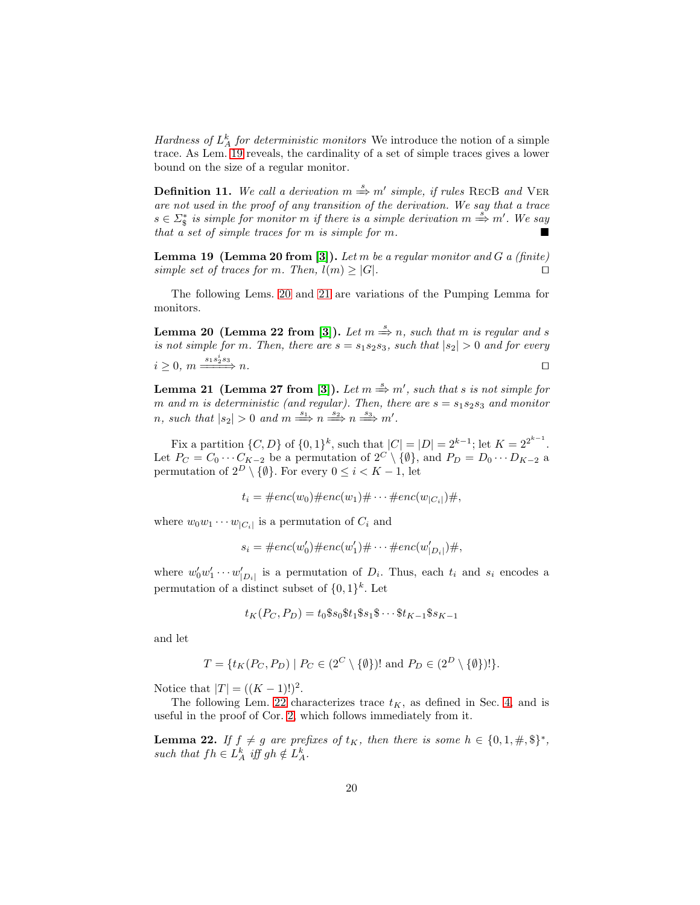*Hardness of $L_A^k$ for deterministic monitors* We introduce the notion of a simple trace. As Lem. 19 reveals, the cardinality of a set of simple traces gives a lower bound on the size of a regular monitor.

**Definition 11.** *We call a derivation $m \overset{s}{\Longrightarrow} m'$ simple, if rules* RecB *and* Ver *are not used in the proof of any transition of the derivation. We say that a trace $s \in \Sigma_\$^*$ is simple for monitor $m$ if there is a simple derivation $m \overset{s}{\Longrightarrow} m'$. We say that a set of simple traces for $m$ is simple for $m$.* ■

**Lemma 19 (Lemma 20 from [3]).** *Let $m$ be a regular monitor and $G$ a (finite) simple set of traces for $m$. Then, $l(m) \geq |G|$.* □

The following Lems. 20 and 21 are variations of the Pumping Lemma for monitors.

**Lemma 20 (Lemma 22 from [3]).** *Let $m \overset{s}{\Longrightarrow} n$, such that $m$ is regular and $s$ is not simple for $m$. Then, there are $s = s_1 s_2 s_3$, such that $|s_2| > 0$ and for every $i \geq 0$, $m \overset{s_1 s_2^i s_3}{\Longrightarrow} n$.* □

**Lemma 21 (Lemma 27 from [3]).** *Let $m \overset{s}{\Longrightarrow} m'$, such that $s$ is not simple for $m$ and $m$ is deterministic (and regular). Then, there are $s = s_1 s_2 s_3$ and monitor $n$, such that $|s_2| > 0$ and $m \overset{s_1}{\Longrightarrow} n \overset{s_2}{\Longrightarrow} n \overset{s_3}{\Longrightarrow} m'$.*

Fix a partition $\{C, D\}$ of $\{0,1\}^k$, such that $|C| = |D| = 2^{k-1}$; let $K = 2^{2^{k-1}}$. Let $P_C = C_0 \cdots C_{K-2}$ be a permutation of $2^C \setminus \{\emptyset\}$, and $P_D = D_0 \cdots D_{K-2}$ a permutation of $2^D \setminus \{\emptyset\}$. For every $0 \leq i < K-1$, let

$$t_i = \# enc(w_0) \# enc(w_1) \# \cdots \# enc(w_{|C_i|}) \#,$$

where $w_0 w_1 \cdots w_{|C_i|}$ is a permutation of $C_i$ and

$$s_i = \# enc(w'_0) \# enc(w'_1) \# \cdots \# enc(w'_{|D_i|}) \#,$$

where $w'_0 w'_1 \cdots w'_{|D_i|}$ is a permutation of $D_i$. Thus, each $t_i$ and $s_i$ encodes a permutation of a distinct subset of $\{0,1\}^k$. Let

$$t_K(P_C, P_D) = t_0 \$ s_0 \$ t_1 \$ s_1 \$ \cdots \$ t_{K-1} \$ s_{K-1}$$

and let

$$T = \{ t_K(P_C, P_D) \mid P_C \in (2^C \setminus \{\emptyset\})! \text{ and } P_D \in (2^D \setminus \{\emptyset\})! \}.$$

Notice that $|T| = ((K-1)!)^2$.

The following Lem. 22 characterizes trace $t_K$, as defined in Sec. 4, and is useful in the proof of Cor. 2, which follows immediately from it.

**Lemma 22.** *If $f \neq g$ are prefixes of $t_K$, then there is some $h \in \{0,1,\#,\$\}^*$, such that $fh \in L_A^k$ iff $gh \notin L_A^k$.*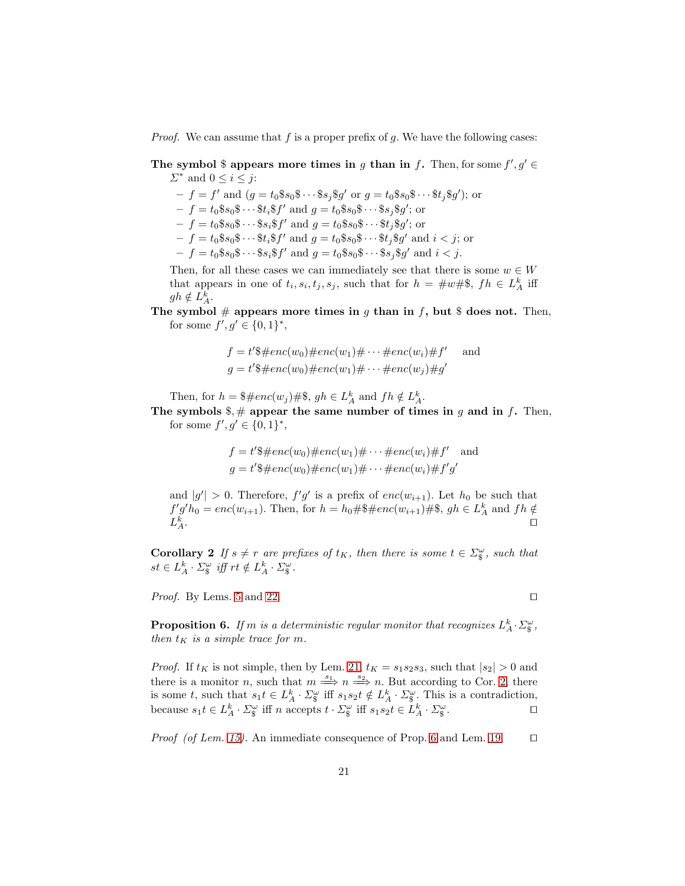*Proof.* We can assume that $f$ is a proper prefix of $g$. We have the following cases:

**The symbol \$ appears more times in $g$ than in $f$.** Then, for some $f', g' \in \Sigma^*$ and $0 \leq i \leq j$:

- $f = f'$ and ($g = t_0\$s_0\$\cdots\$s_j\$g'$ or $g = t_0\$s_0\$\cdots\$t_j\$g'$); or
- $f = t_0\$s_0\$\cdots\$t_i\$f'$ and $g = t_0\$s_0\$\cdots\$s_j\$g'$; or
- $f = t_0\$s_0\$\cdots\$s_i\$f'$ and $g = t_0\$s_0\$\cdots\$t_j\$g'$; or
- $f = t_0\$s_0\$\cdots\$t_i\$f'$ and $g = t_0\$s_0\$\cdots\$t_j\$g'$ and $i < j$; or
- $f = t_0\$s_0\$\cdots\$s_i\$f'$ and $g = t_0\$s_0\$\cdots\$s_j\$g'$ and $i < j$.

Then, for all these cases we can immediately see that there is some $w \in W$ that appears in one of $t_i, s_i, t_j, s_j$, such that for $h = \#w\#\$$, $fh \in L_A^k$ iff $gh \notin L_A^k$.

**The symbol # appears more times in $g$ than in $f$, but \$ does not.** Then, for some $f', g' \in \{0,1\}^*$,

$$f = t'\$\#enc(w_0)\#enc(w_1)\#\cdots\#enc(w_i)\#f' \quad \text{and}$$
$$g = t'\$\#enc(w_0)\#enc(w_1)\#\cdots\#enc(w_j)\#g'$$

Then, for $h = \$\#enc(w_j)\#\$$, $gh \in L_A^k$ and $fh \notin L_A^k$.

**The symbols \$, # appear the same number of times in $g$ and in $f$.** Then, for some $f', g' \in \{0,1\}^*$,

$$f = t'\$\#enc(w_0)\#enc(w_1)\#\cdots\#enc(w_i)\#f' \quad \text{and}$$
$$g = t'\$\#enc(w_0)\#enc(w_1)\#\cdots\#enc(w_i)\#f'g'$$

and $|g'| > 0$. Therefore, $f'g'$ is a prefix of $enc(w_{i+1})$. Let $h_0$ be such that $f'g'h_0 = enc(w_{i+1})$. Then, for $h = h_0\#\$\#enc(w_{i+1})\#\$$, $gh \in L_A^k$ and $fh \notin L_A^k$. $\square$

**Corollary 2** *If $s \neq r$ are prefixes of $t_K$, then there is some $t \in \Sigma_\$^\omega$, such that $st \in L_A^k \cdot \Sigma_\$^\omega$ iff $rt \notin L_A^k \cdot \Sigma_\$^\omega$.*

*Proof.* By Lems. 5 and 22. $\square$

**Proposition 6.** *If $m$ is a deterministic regular monitor that recognizes $L_A^k \cdot \Sigma_\$^\omega$, then $t_K$ is a simple trace for $m$.*

*Proof.* If $t_K$ is not simple, then by Lem. 21, $t_K = s_1s_2s_3$, such that $|s_2| > 0$ and there is a monitor $n$, such that $m \overset{s_1}{\Longrightarrow} n \overset{s_2}{\Longrightarrow} n$. But according to Cor. 2, there is some $t$, such that $s_1t \in L_A^k \cdot \Sigma_\$^\omega$ iff $s_1s_2t \notin L_A^k \cdot \Sigma_\$^\omega$. This is a contradiction, because $s_1t \in L_A^k \cdot \Sigma_\$^\omega$ iff $n$ accepts $t \cdot \Sigma_\$^\omega$ iff $s_1s_2t \in L_A^k \cdot \Sigma_\$^\omega$. $\square$

*Proof (of Lem. 15).* An immediate consequence of Prop. 6 and Lem. 19. $\square$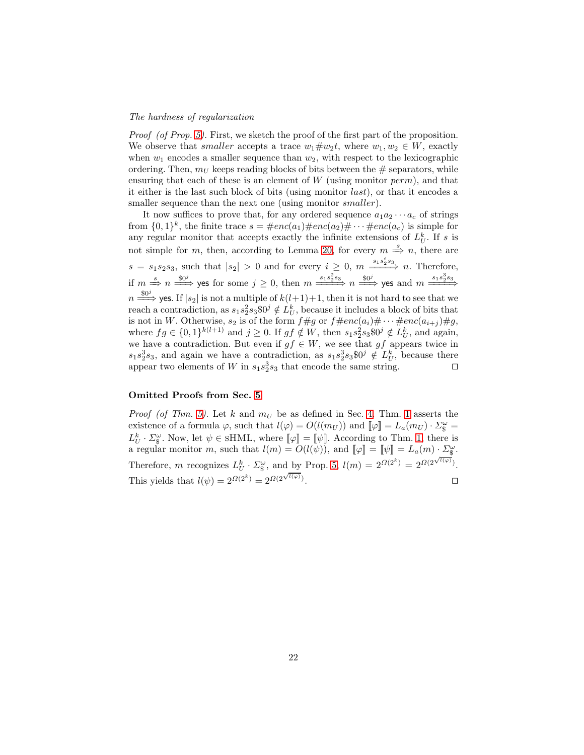*Proof (of Prop. 5).* First, we sketch the proof of the first part of the proposition. We observe that *smaller* accepts a trace $w_1\#w_2t$, where $w_1, w_2 \in W$, exactly when $w_1$ encodes a smaller sequence than $w_2$, with respect to the lexicographic ordering. Then, $m_U$ keeps reading blocks of bits between the # separators, while ensuring that each of these is an element of $W$ (using monitor *perm*), and that it either is the last such block of bits (using monitor *last*), or that it encodes a smaller sequence than the next one (using monitor *smaller*).

It now suffices to prove that, for any ordered sequence $a_1a_2\cdots a_c$ of strings from $\{0,1\}^k$, the finite trace $s = \#enc(a_1)\#enc(a_2)\#\cdots\#enc(a_c)$ is simple for any regular monitor that accepts exactly the infinite extensions of $L_U^k$. If $s$ is not simple for $m$, then, according to Lemma 20, for every $m \overset{s}{\Longrightarrow} n$, there are $s = s_1s_2s_3$, such that $|s_2| > 0$ and for every $i \geq 0$, $m \xrightarrow{s_1s_2^is_3} n$. Therefore, if $m \overset{s}{\Longrightarrow} n \xrightarrow{\$0^j} \mathsf{yes}$ for some $j \geq 0$, then $m \xrightarrow{s_1s_2^2s_3} n \xrightarrow{\$0^j} \mathsf{yes}$ and $m \xrightarrow{s_1s_2^3s_3} n \xrightarrow{\$0^j} \mathsf{yes}$. If $|s_2|$ is not a multiple of $k(l+1)+1$, then it is not hard to see that we reach a contradiction, as $s_1s_2^2s_3\$0^j \notin L_U^k$, because it includes a block of bits that is not in $W$. Otherwise, $s_2$ is of the form $f\#g$ or $f\#enc(a_i)\#\cdots\#enc(a_{i+j})\#g$, where $fg \in \{0,1\}^{k(l+1)}$ and $j \geq 0$. If $gf \notin W$, then $s_1s_2^2s_3\$0^j \notin L_U^k$, and again, we have a contradiction. But even if $gf \in W$, we see that $gf$ appears twice in $s_1s_2^3s_3$, and again we have a contradiction, as $s_1s_2^3s_3\$0^j \notin L_U^k$, because there appear two elements of $W$ in $s_1s_2^3s_3$ that encode the same string. $\square$

### Omitted Proofs from Sec. 5

*Proof (of Thm. 5).* Let $k$ and $m_U$ be as defined in Sec. 4. Thm. 1 asserts the existence of a formula $\varphi$, such that $l(\varphi) = O(l(m_U))$ and $[\![\varphi]\!] = L_a(m_U) \cdot \Sigma_\$^\omega = L_U^k \cdot \Sigma_\$^\omega$. Now, let $\psi \in$ sHML, where $[\![\varphi]\!] = [\![\psi]\!]$. According to Thm. 1, there is a regular monitor $m$, such that $l(m) = O(l(\psi))$, and $[\![\varphi]\!] = [\![\psi]\!] = L_a(m) \cdot \Sigma_\$^\omega$. Therefore, $m$ recognizes $L_U^k \cdot \Sigma_\$^\omega$, and by Prop. 5, $l(m) = 2^{\Omega(2^k)} = 2^{\Omega(2^{\sqrt{l(\varphi)}})}$. This yields that $l(\psi) = 2^{\Omega(2^k)} = 2^{\Omega(2^{\sqrt{l(\varphi)}})}$. $\square$